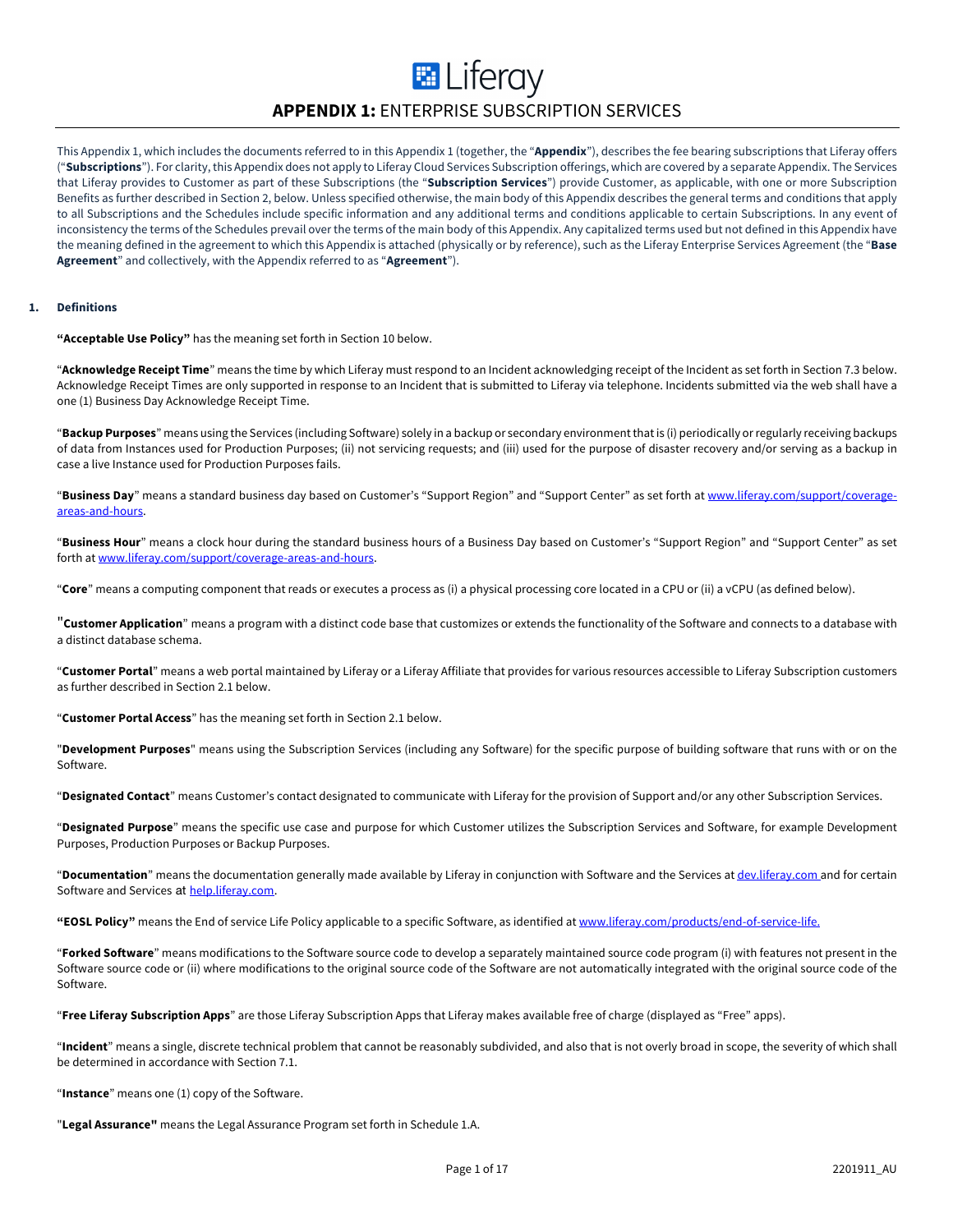# APPENDIX 1: ENTERPRISE SUBSCRIPTION SERVICES

This Appendix 1, which includes the documents referred to in this Appendix 1 (together, the "**Appendix**"), describes the fee bearing subscriptions that Liferay offers ("**Subscriptions**"). For clarity, this Appendix does not apply to Liferay Cloud Services Subscription offerings, which are covered by a separate Appendix. The Services that Liferay provides to Customer as part of these Subscriptions (the "**Subscription Services**") provide Customer, as applicable, with one or more Subscription Benefits as further described in Section 2, below. Unless specified otherwise, the main body of this Appendix describes the general terms and conditions that apply to all Subscriptions and the Schedules include specific information and any additional terms and conditions applicable to certain Subscriptions. In any event of inconsistency the terms of the Schedules prevail over the terms of the main body of this Appendix. Any capitalized terms used but not defined in this Appendix have the meaning defined in the agreement to which this Appendix is attached (physically or by reference), such as the Liferay Enterprise Services Agreement (the "**Base Agreement**" and collectively, with the Appendix referred to as "**Agreement**").

## 1. Definitions

**"Acceptable Use Policy"** has the meaning set forth in Section 10 below.

"**Acknowledge Receipt Time**" means the time by which Liferay must respond to an Incident acknowledging receipt of the Incident as set forth in Section 7.3 below. Acknowledge Receipt Times are only supported in response to an Incident that is submitted to Liferay via telephone. Incidents submitted via the web shall have a one (1) Business Day Acknowledge Receipt Time.

"**Backup Purposes**" means using the Services (including Software) solely in a backup or secondary environment that is (i) periodically or regularly receiving backups of data from Instances used for Production Purposes; (ii) not servicing requests; and (iii) used for the purpose of disaster recovery and/or serving as a backup in case a live Instance used for Production Purposes fails.

"**Business Day**" means a standard business day based on Customer's "Support Region" and "Support Center" as set forth at www.liferay.com/support/coverage-areas-and-hours.

"**Business Hour**" means a clock hour during the standard business hours of a Business Day based on Customer's "Support Region" and "Support Center" as set forth at www.liferay.com/support/coverage-areas-and-hours.

"**Core**" means a computing component that reads or executes a process as (i) a physical processing core located in a CPU or (ii) a vCPU (as defined below).

"**Customer Application**" means a program with a distinct code base that customizes or extends the functionality of the Software and connects to a database with a distinct database schema.

"**Customer Portal**" means a web portal maintained by Liferay or a Liferay Affiliate that provides for various resources accessible to Liferay Subscription customers as further described in Section 2.1 below.

"**Customer Portal Access**" has the meaning set forth in Section 2.1 below.

"**Development Purposes**" means using the Subscription Services (including any Software) for the specific purpose of building software that runs with or on the Software.

"**Designated Contact**" means Customer's contact designated to communicate with Liferay for the provision of Support and/or any other Subscription Services.

"**Designated Purpose**" means the specific use case and purpose for which Customer utilizes the Subscription Services and Software, for example Development Purposes, Production Purposes or Backup Purposes.

"**Documentation**" means the documentation generally made available by Liferay in conjunction with Software and the Services at dev.liferay.com and for certain Software and Services at help.liferay.com.

**"EOSL Policy"** means the End of service Life Policy applicable to a specific Software, as identified at www.liferay.com/products/end-of-service-life.

"**Forked Software**" means modifications to the Software source code to develop a separately maintained source code program (i) with features not present in the Software source code or (ii) where modifications to the original source code of the Software are not automatically integrated with the original source code of the Software.

"**Free Liferay Subscription Apps**" are those Liferay Subscription Apps that Liferay makes available free of charge (displayed as "Free" apps).

"**Incident**" means a single, discrete technical problem that cannot be reasonably subdivided, and also that is not overly broad in scope, the severity of which shall be determined in accordance with Section 7.1.

"**Instance**" means one (1) copy of the Software.

"**Legal Assurance"** means the Legal Assurance Program set forth in Schedule 1.A.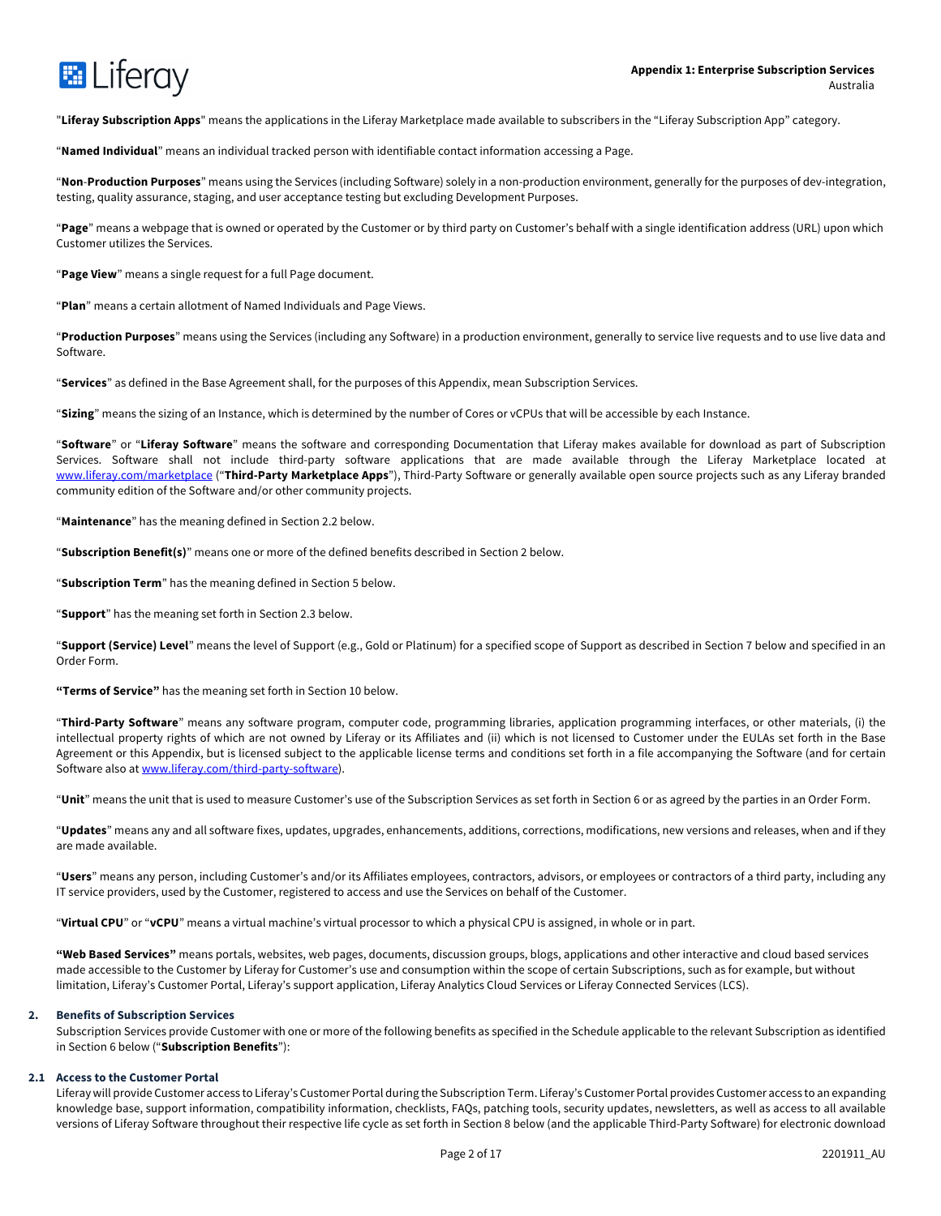"**Liferay Subscription Apps**" means the applications in the Liferay Marketplace made available to subscribers in the "Liferay Subscription App" category.

"**Named Individual**" means an individual tracked person with identifiable contact information accessing a Page.

"**Non-Production Purposes**" means using the Services (including Software) solely in a non-production environment, generally for the purposes of dev-integration, testing, quality assurance, staging, and user acceptance testing but excluding Development Purposes.

"**Page**" means a webpage that is owned or operated by the Customer or by third party on Customer's behalf with a single identification address (URL) upon which Customer utilizes the Services.

"**Page View**" means a single request for a full Page document.

"**Plan**" means a certain allotment of Named Individuals and Page Views.

"**Production Purposes**" means using the Services (including any Software) in a production environment, generally to service live requests and to use live data and Software.

"**Services**" as defined in the Base Agreement shall, for the purposes of this Appendix, mean Subscription Services.

"**Sizing**" means the sizing of an Instance, which is determined by the number of Cores or vCPUs that will be accessible by each Instance.

"**Software**" or "**Liferay Software**" means the software and corresponding Documentation that Liferay makes available for download as part of Subscription Services. Software shall not include third-party software applications that are made available through the Liferay Marketplace located at www.liferay.com/marketplace ("**Third-Party Marketplace Apps**"), Third-Party Software or generally available open source projects such as any Liferay branded community edition of the Software and/or other community projects.

"**Maintenance**" has the meaning defined in Section 2.2 below.

"**Subscription Benefit(s)**" means one or more of the defined benefits described in Section 2 below.

"**Subscription Term**" has the meaning defined in Section 5 below.

"**Support**" has the meaning set forth in Section 2.3 below.

"**Support (Service) Level**" means the level of Support (e.g., Gold or Platinum) for a specified scope of Support as described in Section 7 below and specified in an Order Form.

**"Terms of Service"** has the meaning set forth in Section 10 below.

"**Third-Party Software**" means any software program, computer code, programming libraries, application programming interfaces, or other materials, (i) the intellectual property rights of which are not owned by Liferay or its Affiliates and (ii) which is not licensed to Customer under the EULAs set forth in the Base Agreement or this Appendix, but is licensed subject to the applicable license terms and conditions set forth in a file accompanying the Software (and for certain Software also at www.liferay.com/third-party-software).

"**Unit**" means the unit that is used to measure Customer's use of the Subscription Services as set forth in Section 6 or as agreed by the parties in an Order Form.

"**Updates**" means any and all software fixes, updates, upgrades, enhancements, additions, corrections, modifications, new versions and releases, when and if they are made available.

"**Users**" means any person, including Customer's and/or its Affiliates employees, contractors, advisors, or employees or contractors of a third party, including any IT service providers, used by the Customer, registered to access and use the Services on behalf of the Customer.

"**Virtual CPU**" or "**vCPU**" means a virtual machine's virtual processor to which a physical CPU is assigned, in whole or in part.

**"Web Based Services"** means portals, websites, web pages, documents, discussion groups, blogs, applications and other interactive and cloud based services made accessible to the Customer by Liferay for Customer's use and consumption within the scope of certain Subscriptions, such as for example, but without limitation, Liferay's Customer Portal, Liferay's support application, Liferay Analytics Cloud Services or Liferay Connected Services (LCS).

## 2. Benefits of Subscription Services

Subscription Services provide Customer with one or more of the following benefits as specified in the Schedule applicable to the relevant Subscription as identified in Section 6 below ("**Subscription Benefits**"):

### 2.1 Access to the Customer Portal

Liferay will provide Customer access to Liferay's Customer Portal during the Subscription Term. Liferay's Customer Portal provides Customer access to an expanding knowledge base, support information, compatibility information, checklists, FAQs, patching tools, security updates, newsletters, as well as access to all available versions of Liferay Software throughout their respective life cycle as set forth in Section 8 below (and the applicable Third-Party Software) for electronic download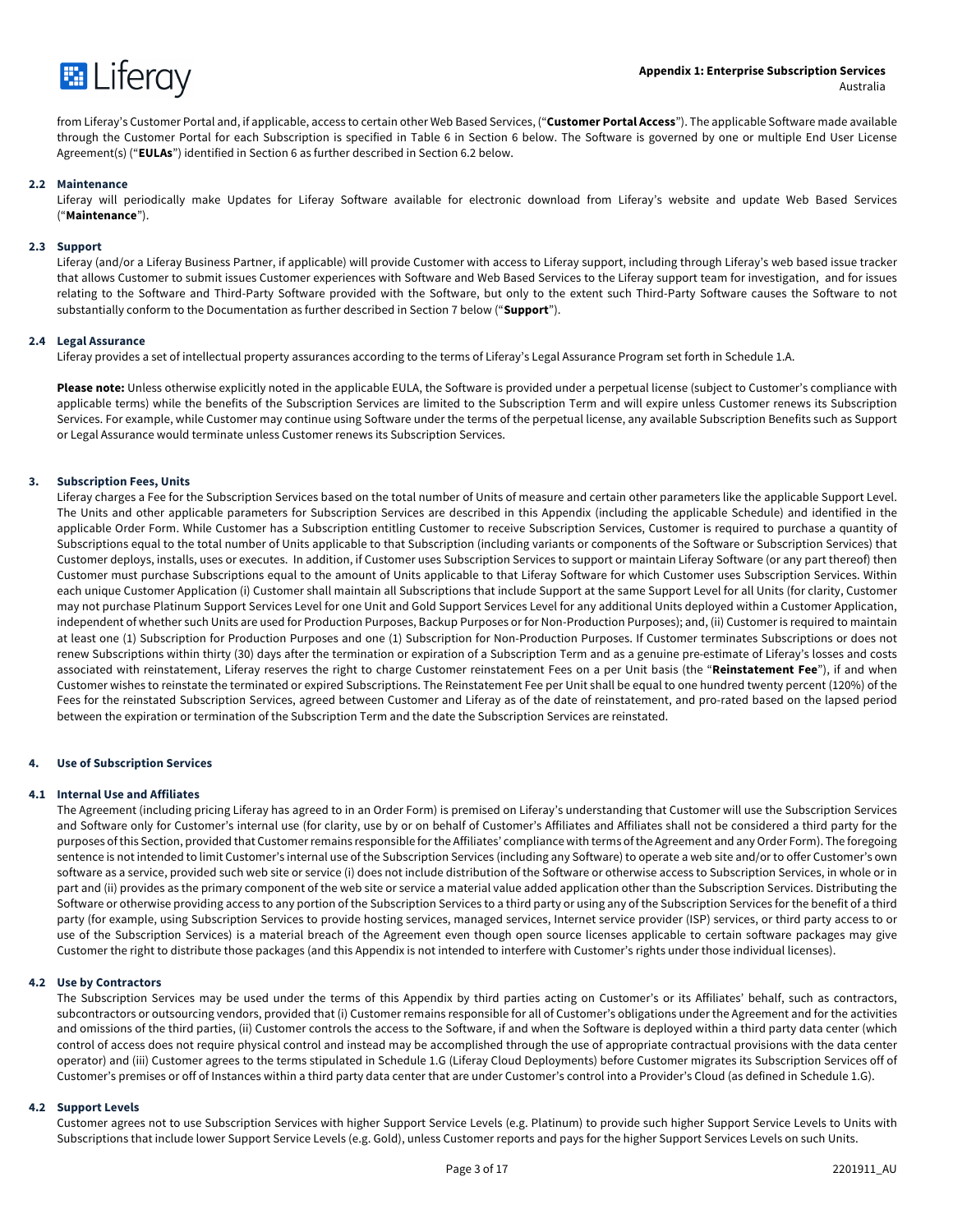from Liferay's Customer Portal and, if applicable, access to certain other Web Based Services, ("**Customer Portal Access**"). The applicable Software made available through the Customer Portal for each Subscription is specified in Table 6 in Section 6 below. The Software is governed by one or multiple End User License Agreement(s) ("**EULAs**") identified in Section 6 as further described in Section 6.2 below.

### 2.2 Maintenance

Liferay will periodically make Updates for Liferay Software available for electronic download from Liferay's website and update Web Based Services ("**Maintenance**").

### 2.3 Support

Liferay (and/or a Liferay Business Partner, if applicable) will provide Customer with access to Liferay support, including through Liferay's web based issue tracker that allows Customer to submit issues Customer experiences with Software and Web Based Services to the Liferay support team for investigation, and for issues relating to the Software and Third-Party Software provided with the Software, but only to the extent such Third-Party Software causes the Software to not substantially conform to the Documentation as further described in Section 7 below ("**Support**").

### 2.4 Legal Assurance

Liferay provides a set of intellectual property assurances according to the terms of Liferay's Legal Assurance Program set forth in Schedule 1.A.

**Please note:** Unless otherwise explicitly noted in the applicable EULA, the Software is provided under a perpetual license (subject to Customer's compliance with applicable terms) while the benefits of the Subscription Services are limited to the Subscription Term and will expire unless Customer renews its Subscription Services. For example, while Customer may continue using Software under the terms of the perpetual license, any available Subscription Benefits such as Support or Legal Assurance would terminate unless Customer renews its Subscription Services.

## 3. Subscription Fees, Units

Liferay charges a Fee for the Subscription Services based on the total number of Units of measure and certain other parameters like the applicable Support Level. The Units and other applicable parameters for Subscription Services are described in this Appendix (including the applicable Schedule) and identified in the applicable Order Form. While Customer has a Subscription entitling Customer to receive Subscription Services, Customer is required to purchase a quantity of Subscriptions equal to the total number of Units applicable to that Subscription (including variants or components of the Software or Subscription Services) that Customer deploys, installs, uses or executes. In addition, if Customer uses Subscription Services to support or maintain Liferay Software (or any part thereof) then Customer must purchase Subscriptions equal to the amount of Units applicable to that Liferay Software for which Customer uses Subscription Services. Within each unique Customer Application (i) Customer shall maintain all Subscriptions that include Support at the same Support Level for all Units (for clarity, Customer may not purchase Platinum Support Services Level for one Unit and Gold Support Services Level for any additional Units deployed within a Customer Application, independent of whether such Units are used for Production Purposes, Backup Purposes or for Non-Production Purposes); and, (ii) Customer is required to maintain at least one (1) Subscription for Production Purposes and one (1) Subscription for Non-Production Purposes. If Customer terminates Subscriptions or does not renew Subscriptions within thirty (30) days after the termination or expiration of a Subscription Term and as a genuine pre-estimate of Liferay's losses and costs associated with reinstatement, Liferay reserves the right to charge Customer reinstatement Fees on a per Unit basis (the "**Reinstatement Fee**"), if and when Customer wishes to reinstate the terminated or expired Subscriptions. The Reinstatement Fee per Unit shall be equal to one hundred twenty percent (120%) of the Fees for the reinstated Subscription Services, agreed between Customer and Liferay as of the date of reinstatement, and pro-rated based on the lapsed period between the expiration or termination of the Subscription Term and the date the Subscription Services are reinstated.

## 4. Use of Subscription Services

### 4.1 Internal Use and Affiliates

The Agreement (including pricing Liferay has agreed to in an Order Form) is premised on Liferay's understanding that Customer will use the Subscription Services and Software only for Customer's internal use (for clarity, use by or on behalf of Customer's Affiliates and Affiliates shall not be considered a third party for the purposes of this Section, provided that Customer remains responsible for the Affiliates' compliance with terms of the Agreement and any Order Form). The foregoing sentence is not intended to limit Customer's internal use of the Subscription Services (including any Software) to operate a web site and/or to offer Customer's own software as a service, provided such web site or service (i) does not include distribution of the Software or otherwise access to Subscription Services, in whole or in part and (ii) provides as the primary component of the web site or service a material value added application other than the Subscription Services. Distributing the Software or otherwise providing access to any portion of the Subscription Services to a third party or using any of the Subscription Services for the benefit of a third party (for example, using Subscription Services to provide hosting services, managed services, Internet service provider (ISP) services, or third party access to or use of the Subscription Services) is a material breach of the Agreement even though open source licenses applicable to certain software packages may give Customer the right to distribute those packages (and this Appendix is not intended to interfere with Customer's rights under those individual licenses).

### 4.2 Use by Contractors

The Subscription Services may be used under the terms of this Appendix by third parties acting on Customer's or its Affiliates' behalf, such as contractors, subcontractors or outsourcing vendors, provided that (i) Customer remains responsible for all of Customer's obligations under the Agreement and for the activities and omissions of the third parties, (ii) Customer controls the access to the Software, if and when the Software is deployed within a third party data center (which control of access does not require physical control and instead may be accomplished through the use of appropriate contractual provisions with the data center operator) and (iii) Customer agrees to the terms stipulated in Schedule 1.G (Liferay Cloud Deployments) before Customer migrates its Subscription Services off of Customer's premises or off of Instances within a third party data center that are under Customer's control into a Provider's Cloud (as defined in Schedule 1.G).

### 4.2 Support Levels

Customer agrees not to use Subscription Services with higher Support Service Levels (e.g. Platinum) to provide such higher Support Service Levels to Units with Subscriptions that include lower Support Service Levels (e.g. Gold), unless Customer reports and pays for the higher Support Services Levels on such Units.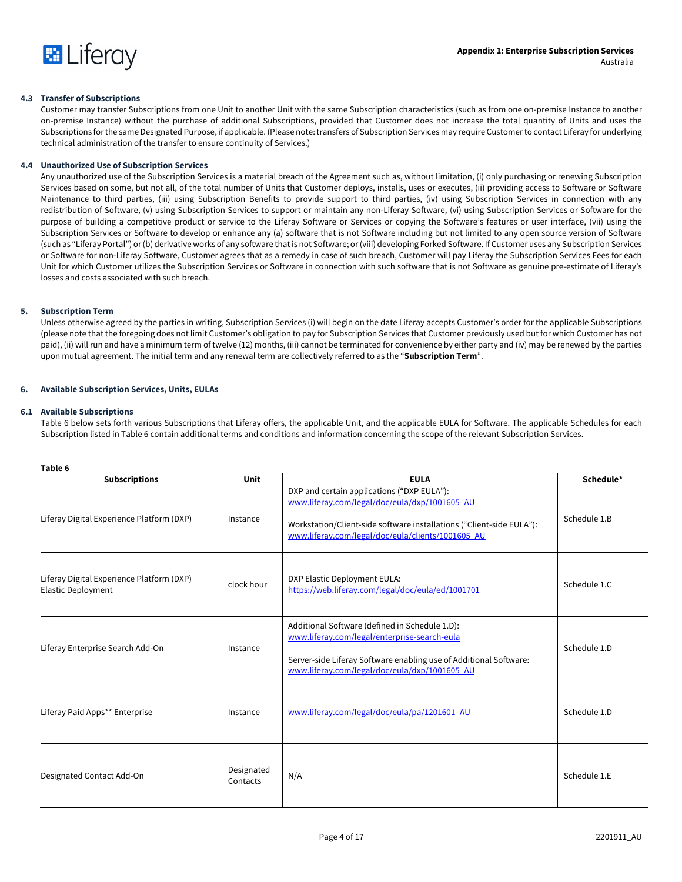#### 4.3 Transfer of Subscriptions

Customer may transfer Subscriptions from one Unit to another Unit with the same Subscription characteristics (such as from one on-premise Instance to another on-premise Instance) without the purchase of additional Subscriptions, provided that Customer does not increase the total quantity of Units and uses the Subscriptions for the same Designated Purpose, if applicable. (Please note: transfers of Subscription Services may require Customer to contact Liferay for underlying technical administration of the transfer to ensure continuity of Services.)

#### 4.4 Unauthorized Use of Subscription Services

Any unauthorized use of the Subscription Services is a material breach of the Agreement such as, without limitation, (i) only purchasing or renewing Subscription Services based on some, but not all, of the total number of Units that Customer deploys, installs, uses or executes, (ii) providing access to Software or Software Maintenance to third parties, (iii) using Subscription Benefits to provide support to third parties, (iv) using Subscription Services in connection with any redistribution of Software, (v) using Subscription Services to support or maintain any non-Liferay Software, (vi) using Subscription Services or Software for the purpose of building a competitive product or service to the Liferay Software or Services or copying the Software's features or user interface, (vii) using the Subscription Services or Software to develop or enhance any (a) software that is not Software including but not limited to any open source version of Software (such as "Liferay Portal") or (b) derivative works of any software that is not Software; or (viii) developing Forked Software. If Customer uses any Subscription Services or Software for non-Liferay Software, Customer agrees that as a remedy in case of such breach, Customer will pay Liferay the Subscription Services Fees for each Unit for which Customer utilizes the Subscription Services or Software in connection with such software that is not Software as genuine pre-estimate of Liferay's losses and costs associated with such breach.

### 5. Subscription Term

Unless otherwise agreed by the parties in writing, Subscription Services (i) will begin on the date Liferay accepts Customer's order for the applicable Subscriptions (please note that the foregoing does not limit Customer's obligation to pay for Subscription Services that Customer previously used but for which Customer has not paid), (ii) will run and have a minimum term of twelve (12) months, (iii) cannot be terminated for convenience by either party and (iv) may be renewed by the parties upon mutual agreement. The initial term and any renewal term are collectively referred to as the "**Subscription Term**".

### 6. Available Subscription Services, Units, EULAs

#### 6.1 Available Subscriptions

Table 6 below sets forth various Subscriptions that Liferay offers, the applicable Unit, and the applicable EULA for Software. The applicable Schedules for each Subscription listed in Table 6 contain additional terms and conditions and information concerning the scope of the relevant Subscription Services.

**Table 6**

| Subscriptions | Unit | EULA | Schedule* |
|---|---|---|---|
| Liferay Digital Experience Platform (DXP) | Instance | DXP and certain applications ("DXP EULA"): www.liferay.com/legal/doc/eula/dxp/1001605_AU<br><br>Workstation/Client-side software installations ("Client-side EULA"): www.liferay.com/legal/doc/eula/clients/1001605_AU | Schedule 1.B |
| Liferay Digital Experience Platform (DXP) Elastic Deployment | clock hour | DXP Elastic Deployment EULA: https://web.liferay.com/legal/doc/eula/ed/1001701 | Schedule 1.C |
| Liferay Enterprise Search Add-On | Instance | Additional Software (defined in Schedule 1.D): www.liferay.com/legal/enterprise-search-eula<br><br>Server-side Liferay Software enabling use of Additional Software: www.liferay.com/legal/doc/eula/dxp/1001605_AU | Schedule 1.D |
| Liferay Paid Apps** Enterprise | Instance | www.liferay.com/legal/doc/eula/pa/1201601_AU | Schedule 1.D |
| Designated Contact Add-On | Designated Contacts | N/A | Schedule 1.E |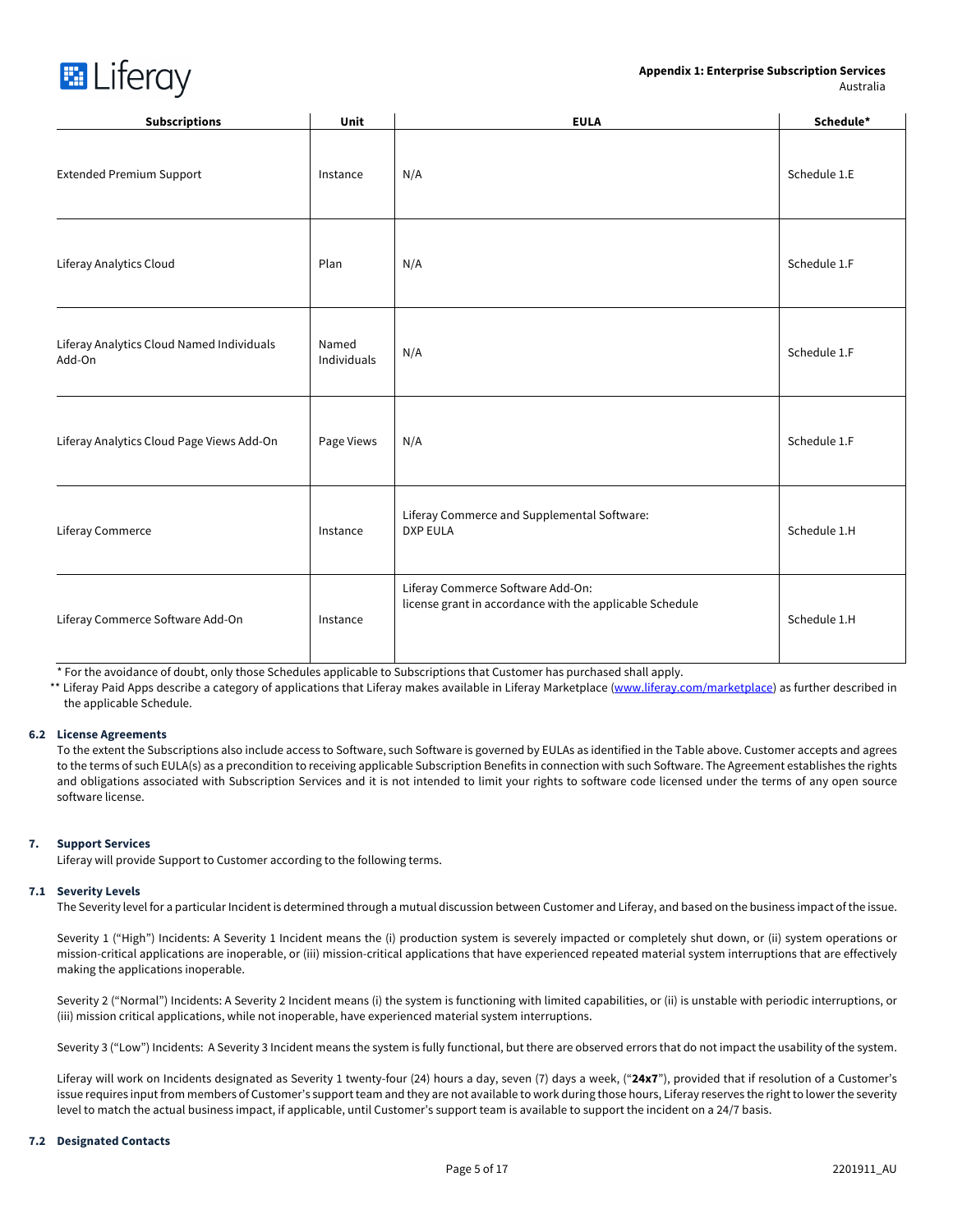| Subscriptions | Unit | EULA | Schedule* |
|---|---|---|---|
| Extended Premium Support | Instance | N/A | Schedule 1.E |
| Liferay Analytics Cloud | Plan | N/A | Schedule 1.F |
| Liferay Analytics Cloud Named Individuals Add-On | Named Individuals | N/A | Schedule 1.F |
| Liferay Analytics Cloud Page Views Add-On | Page Views | N/A | Schedule 1.F |
| Liferay Commerce | Instance | Liferay Commerce and Supplemental Software: DXP EULA | Schedule 1.H |
| Liferay Commerce Software Add-On | Instance | Liferay Commerce Software Add-On: license grant in accordance with the applicable Schedule | Schedule 1.H |

\* For the avoidance of doubt, only those Schedules applicable to Subscriptions that Customer has purchased shall apply.

\*\* Liferay Paid Apps describe a category of applications that Liferay makes available in Liferay Marketplace ([www.liferay.com/marketplace](www.liferay.com/marketplace)) as further described in the applicable Schedule.

### 6.2 License Agreements

To the extent the Subscriptions also include access to Software, such Software is governed by EULAs as identified in the Table above. Customer accepts and agrees to the terms of such EULA(s) as a precondition to receiving applicable Subscription Benefits in connection with such Software. The Agreement establishes the rights and obligations associated with Subscription Services and it is not intended to limit your rights to software code licensed under the terms of any open source software license.

## 7. Support Services

Liferay will provide Support to Customer according to the following terms.

### 7.1 Severity Levels

The Severity level for a particular Incident is determined through a mutual discussion between Customer and Liferay, and based on the business impact of the issue.

Severity 1 ("High") Incidents: A Severity 1 Incident means the (i) production system is severely impacted or completely shut down, or (ii) system operations or mission-critical applications are inoperable, or (iii) mission-critical applications that have experienced repeated material system interruptions that are effectively making the applications inoperable.

Severity 2 ("Normal") Incidents: A Severity 2 Incident means (i) the system is functioning with limited capabilities, or (ii) is unstable with periodic interruptions, or (iii) mission critical applications, while not inoperable, have experienced material system interruptions.

Severity 3 ("Low") Incidents: A Severity 3 Incident means the system is fully functional, but there are observed errors that do not impact the usability of the system.

Liferay will work on Incidents designated as Severity 1 twenty-four (24) hours a day, seven (7) days a week, ("**24x7**"), provided that if resolution of a Customer's issue requires input from members of Customer's support team and they are not available to work during those hours, Liferay reserves the right to lower the severity level to match the actual business impact, if applicable, until Customer's support team is available to support the incident on a 24/7 basis.

### 7.2 Designated Contacts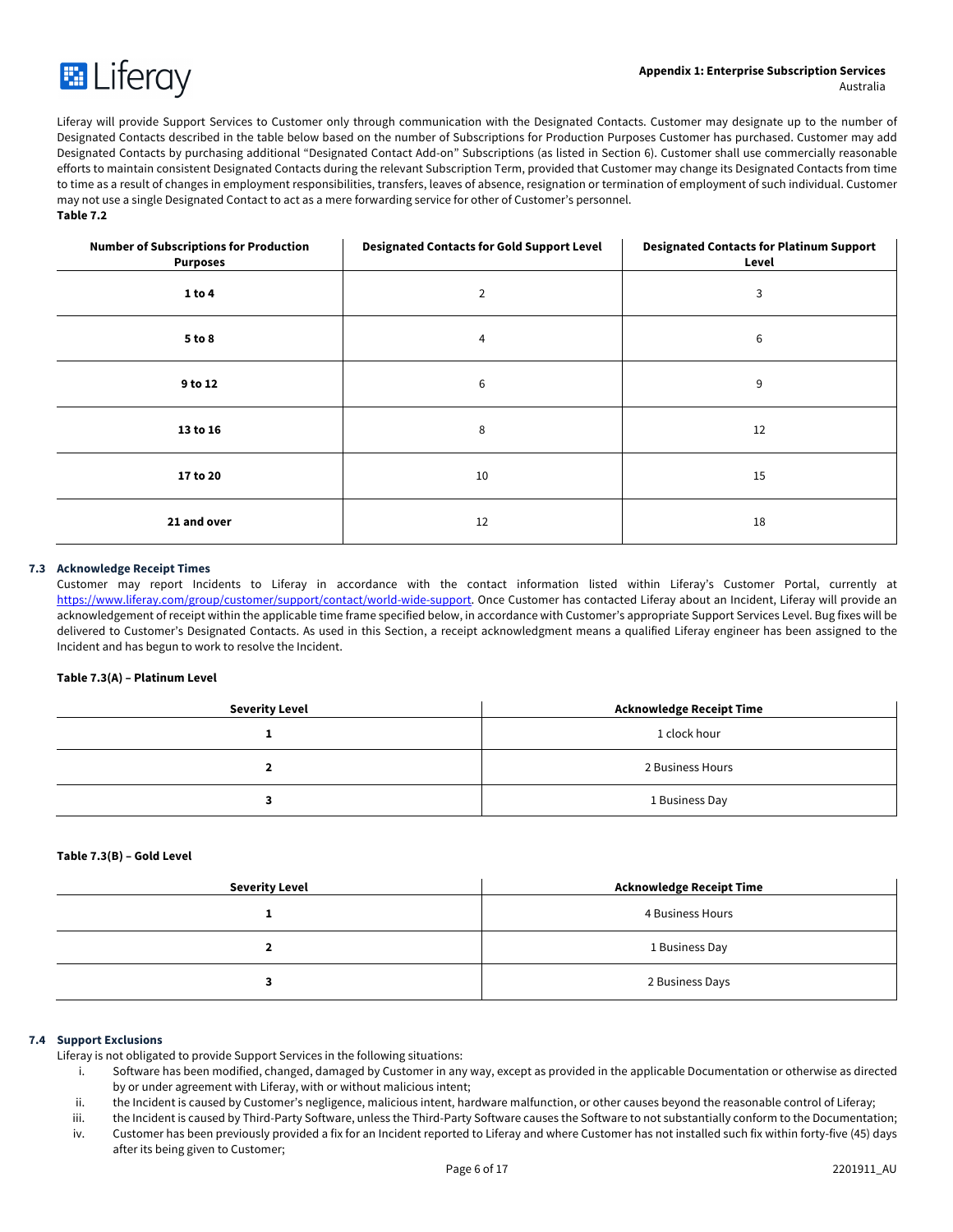Liferay will provide Support Services to Customer only through communication with the Designated Contacts. Customer may designate up to the number of Designated Contacts described in the table below based on the number of Subscriptions for Production Purposes Customer has purchased. Customer may add Designated Contacts by purchasing additional "Designated Contact Add-on" Subscriptions (as listed in Section 6). Customer shall use commercially reasonable efforts to maintain consistent Designated Contacts during the relevant Subscription Term, provided that Customer may change its Designated Contacts from time to time as a result of changes in employment responsibilities, transfers, leaves of absence, resignation or termination of employment of such individual. Customer may not use a single Designated Contact to act as a mere forwarding service for other of Customer's personnel.

**Table 7.2**

| Number of Subscriptions for Production Purposes | Designated Contacts for Gold Support Level | Designated Contacts for Platinum Support Level |
|---|---|---|
| **1 to 4** | 2 | 3 |
| **5 to 8** | 4 | 6 |
| **9 to 12** | 6 | 9 |
| **13 to 16** | 8 | 12 |
| **17 to 20** | 10 | 15 |
| **21 and over** | 12 | 18 |

### 7.3 Acknowledge Receipt Times

Customer may report Incidents to Liferay in accordance with the contact information listed within Liferay's Customer Portal, currently at https://www.liferay.com/group/customer/support/contact/world-wide-support. Once Customer has contacted Liferay about an Incident, Liferay will provide an acknowledgement of receipt within the applicable time frame specified below, in accordance with Customer's appropriate Support Services Level. Bug fixes will be delivered to Customer's Designated Contacts. As used in this Section, a receipt acknowledgment means a qualified Liferay engineer has been assigned to the Incident and has begun to work to resolve the Incident.

**Table 7.3(A) – Platinum Level**

| Severity Level | Acknowledge Receipt Time |
|---|---|
| **1** | 1 clock hour |
| **2** | 2 Business Hours |
| **3** | 1 Business Day |

**Table 7.3(B) – Gold Level**

| Severity Level | Acknowledge Receipt Time |
|---|---|
| **1** | 4 Business Hours |
| **2** | 1 Business Day |
| **3** | 2 Business Days |

### 7.4 Support Exclusions

Liferay is not obligated to provide Support Services in the following situations:

i. Software has been modified, changed, damaged by Customer in any way, except as provided in the applicable Documentation or otherwise as directed by or under agreement with Liferay, with or without malicious intent;

ii. the Incident is caused by Customer's negligence, malicious intent, hardware malfunction, or other causes beyond the reasonable control of Liferay;

iii. the Incident is caused by Third-Party Software, unless the Third-Party Software causes the Software to not substantially conform to the Documentation;

iv. Customer has been previously provided a fix for an Incident reported to Liferay and where Customer has not installed such fix within forty-five (45) days after its being given to Customer;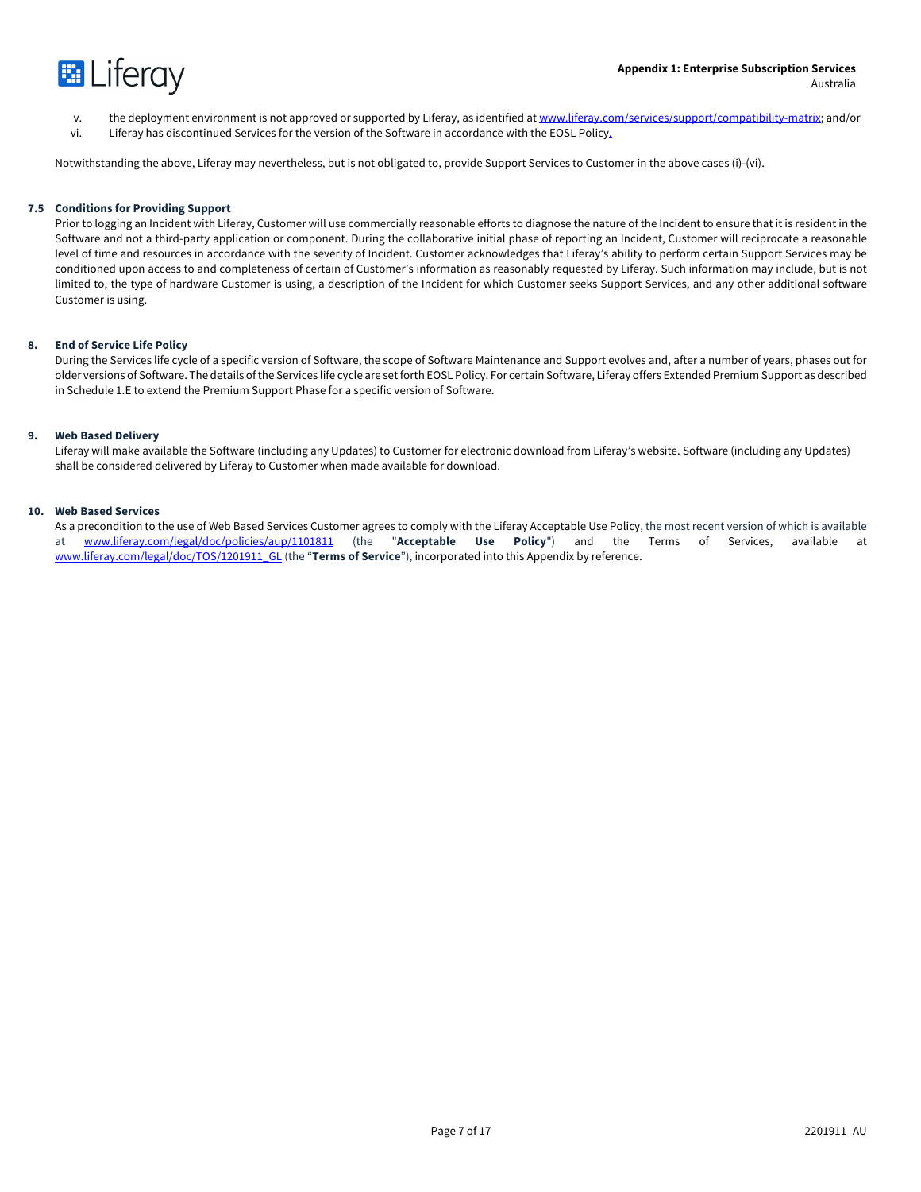v. the deployment environment is not approved or supported by Liferay, as identified at www.liferay.com/services/support/compatibility-matrix; and/or
vi. Liferay has discontinued Services for the version of the Software in accordance with the EOSL Policy.

Notwithstanding the above, Liferay may nevertheless, but is not obligated to, provide Support Services to Customer in the above cases (i)-(vi).

### 7.5 Conditions for Providing Support

Prior to logging an Incident with Liferay, Customer will use commercially reasonable efforts to diagnose the nature of the Incident to ensure that it is resident in the Software and not a third-party application or component. During the collaborative initial phase of reporting an Incident, Customer will reciprocate a reasonable level of time and resources in accordance with the severity of Incident. Customer acknowledges that Liferay's ability to perform certain Support Services may be conditioned upon access to and completeness of certain of Customer's information as reasonably requested by Liferay. Such information may include, but is not limited to, the type of hardware Customer is using, a description of the Incident for which Customer seeks Support Services, and any other additional software Customer is using.

## 8. End of Service Life Policy

During the Services life cycle of a specific version of Software, the scope of Software Maintenance and Support evolves and, after a number of years, phases out for older versions of Software. The details of the Services life cycle are set forth EOSL Policy. For certain Software, Liferay offers Extended Premium Support as described in Schedule 1.E to extend the Premium Support Phase for a specific version of Software.

## 9. Web Based Delivery

Liferay will make available the Software (including any Updates) to Customer for electronic download from Liferay's website. Software (including any Updates) shall be considered delivered by Liferay to Customer when made available for download.

## 10. Web Based Services

As a precondition to the use of Web Based Services Customer agrees to comply with the Liferay Acceptable Use Policy, the most recent version of which is available at www.liferay.com/legal/doc/policies/aup/1101811 (the "**Acceptable Use Policy**") and the Terms of Services, available at www.liferay.com/legal/doc/TOS/1201911_GL (the "**Terms of Service**"), incorporated into this Appendix by reference.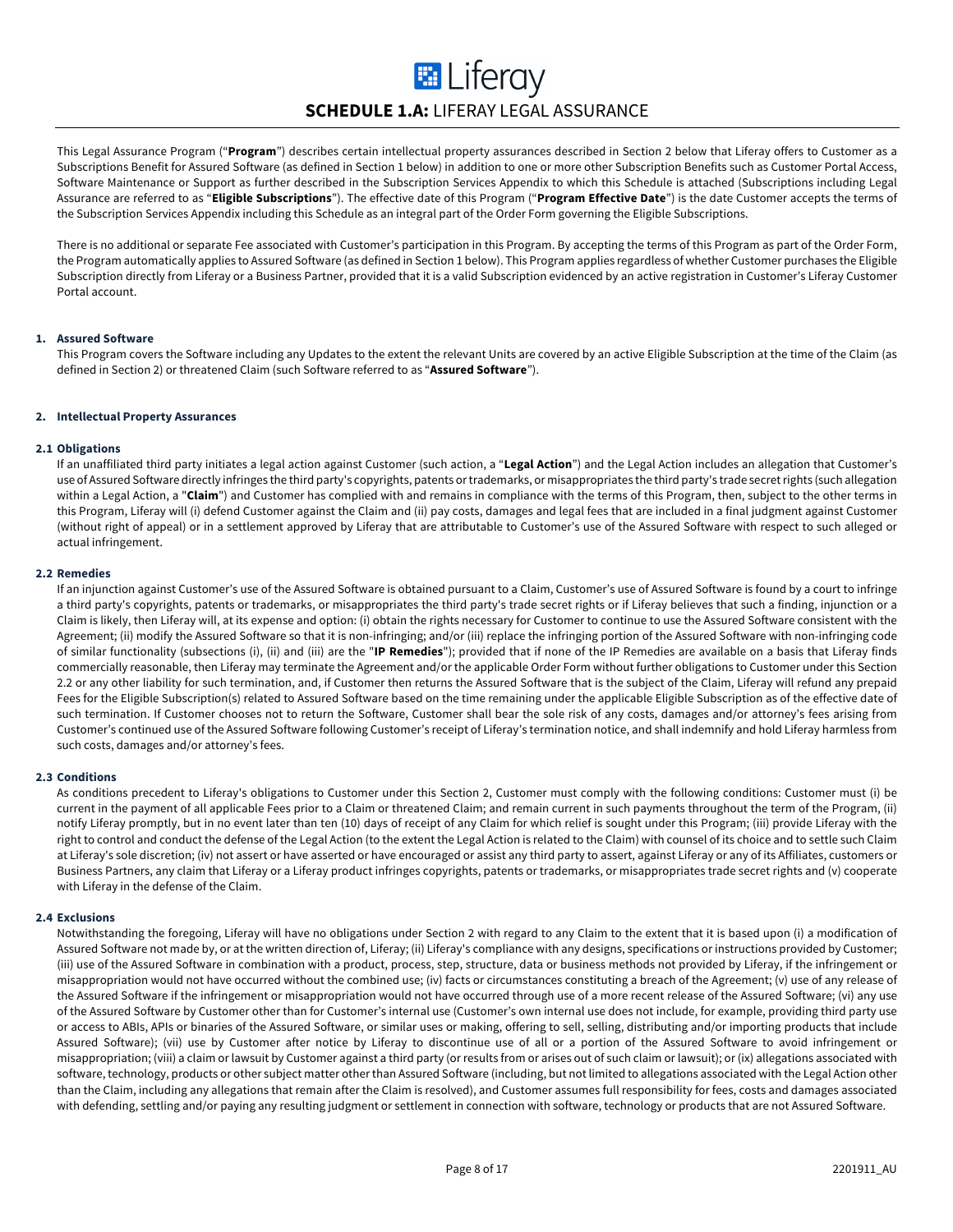# SCHEDULE 1.A: LIFERAY LEGAL ASSURANCE

This Legal Assurance Program ("**Program**") describes certain intellectual property assurances described in Section 2 below that Liferay offers to Customer as a Subscriptions Benefit for Assured Software (as defined in Section 1 below) in addition to one or more other Subscription Benefits such as Customer Portal Access, Software Maintenance or Support as further described in the Subscription Services Appendix to which this Schedule is attached (Subscriptions including Legal Assurance are referred to as "**Eligible Subscriptions**"). The effective date of this Program ("**Program Effective Date**") is the date Customer accepts the terms of the Subscription Services Appendix including this Schedule as an integral part of the Order Form governing the Eligible Subscriptions.

There is no additional or separate Fee associated with Customer's participation in this Program. By accepting the terms of this Program as part of the Order Form, the Program automatically applies to Assured Software (as defined in Section 1 below). This Program applies regardless of whether Customer purchases the Eligible Subscription directly from Liferay or a Business Partner, provided that it is a valid Subscription evidenced by an active registration in Customer's Liferay Customer Portal account.

## 1. Assured Software

This Program covers the Software including any Updates to the extent the relevant Units are covered by an active Eligible Subscription at the time of the Claim (as defined in Section 2) or threatened Claim (such Software referred to as "**Assured Software**").

## 2. Intellectual Property Assurances

### 2.1 Obligations

If an unaffiliated third party initiates a legal action against Customer (such action, a "**Legal Action**") and the Legal Action includes an allegation that Customer's use of Assured Software directly infringes the third party's copyrights, patents or trademarks, or misappropriates the third party's trade secret rights (such allegation within a Legal Action, a "**Claim**") and Customer has complied with and remains in compliance with the terms of this Program, then, subject to the other terms in this Program, Liferay will (i) defend Customer against the Claim and (ii) pay costs, damages and legal fees that are included in a final judgment against Customer (without right of appeal) or in a settlement approved by Liferay that are attributable to Customer's use of the Assured Software with respect to such alleged or actual infringement.

### 2.2 Remedies

If an injunction against Customer's use of the Assured Software is obtained pursuant to a Claim, Customer's use of Assured Software is found by a court to infringe a third party's copyrights, patents or trademarks, or misappropriates the third party's trade secret rights or if Liferay believes that such a finding, injunction or a Claim is likely, then Liferay will, at its expense and option: (i) obtain the rights necessary for Customer to continue to use the Assured Software consistent with the Agreement; (ii) modify the Assured Software so that it is non-infringing; and/or (iii) replace the infringing portion of the Assured Software with non-infringing code of similar functionality (subsections (i), (ii) and (iii) are the "**IP Remedies**"); provided that if none of the IP Remedies are available on a basis that Liferay finds commercially reasonable, then Liferay may terminate the Agreement and/or the applicable Order Form without further obligations to Customer under this Section 2.2 or any other liability for such termination, and, if Customer then returns the Assured Software that is the subject of the Claim, Liferay will refund any prepaid Fees for the Eligible Subscription(s) related to Assured Software based on the time remaining under the applicable Eligible Subscription as of the effective date of such termination. If Customer chooses not to return the Software, Customer shall bear the sole risk of any costs, damages and/or attorney's fees arising from Customer's continued use of the Assured Software following Customer's receipt of Liferay's termination notice, and shall indemnify and hold Liferay harmless from such costs, damages and/or attorney's fees.

### 2.3 Conditions

As conditions precedent to Liferay's obligations to Customer under this Section 2, Customer must comply with the following conditions: Customer must (i) be current in the payment of all applicable Fees prior to a Claim or threatened Claim; and remain current in such payments throughout the term of the Program, (ii) notify Liferay promptly, but in no event later than ten (10) days of receipt of any Claim for which relief is sought under this Program; (iii) provide Liferay with the right to control and conduct the defense of the Legal Action (to the extent the Legal Action is related to the Claim) with counsel of its choice and to settle such Claim at Liferay's sole discretion; (iv) not assert or have asserted or have encouraged or assist any third party to assert, against Liferay or any of its Affiliates, customers or Business Partners, any claim that Liferay or a Liferay product infringes copyrights, patents or trademarks, or misappropriates trade secret rights and (v) cooperate with Liferay in the defense of the Claim.

### 2.4 Exclusions

Notwithstanding the foregoing, Liferay will have no obligations under Section 2 with regard to any Claim to the extent that it is based upon (i) a modification of Assured Software not made by, or at the written direction of, Liferay; (ii) Liferay's compliance with any designs, specifications or instructions provided by Customer; (iii) use of the Assured Software in combination with a product, process, step, structure, data or business methods not provided by Liferay, if the infringement or misappropriation would not have occurred without the combined use; (iv) facts or circumstances constituting a breach of the Agreement; (v) use of any release of the Assured Software if the infringement or misappropriation would not have occurred through use of a more recent release of the Assured Software; (vi) any use of the Assured Software by Customer other than for Customer's internal use (Customer's own internal use does not include, for example, providing third party use or access to ABIs, APIs or binaries of the Assured Software, or similar uses or making, offering to sell, selling, distributing and/or importing products that include Assured Software); (vii) use by Customer after notice by Liferay to discontinue use of all or a portion of the Assured Software to avoid infringement or misappropriation; (viii) a claim or lawsuit by Customer against a third party (or results from or arises out of such claim or lawsuit); or (ix) allegations associated with software, technology, products or other subject matter other than Assured Software (including, but not limited to allegations associated with the Legal Action other than the Claim, including any allegations that remain after the Claim is resolved), and Customer assumes full responsibility for fees, costs and damages associated with defending, settling and/or paying any resulting judgment or settlement in connection with software, technology or products that are not Assured Software.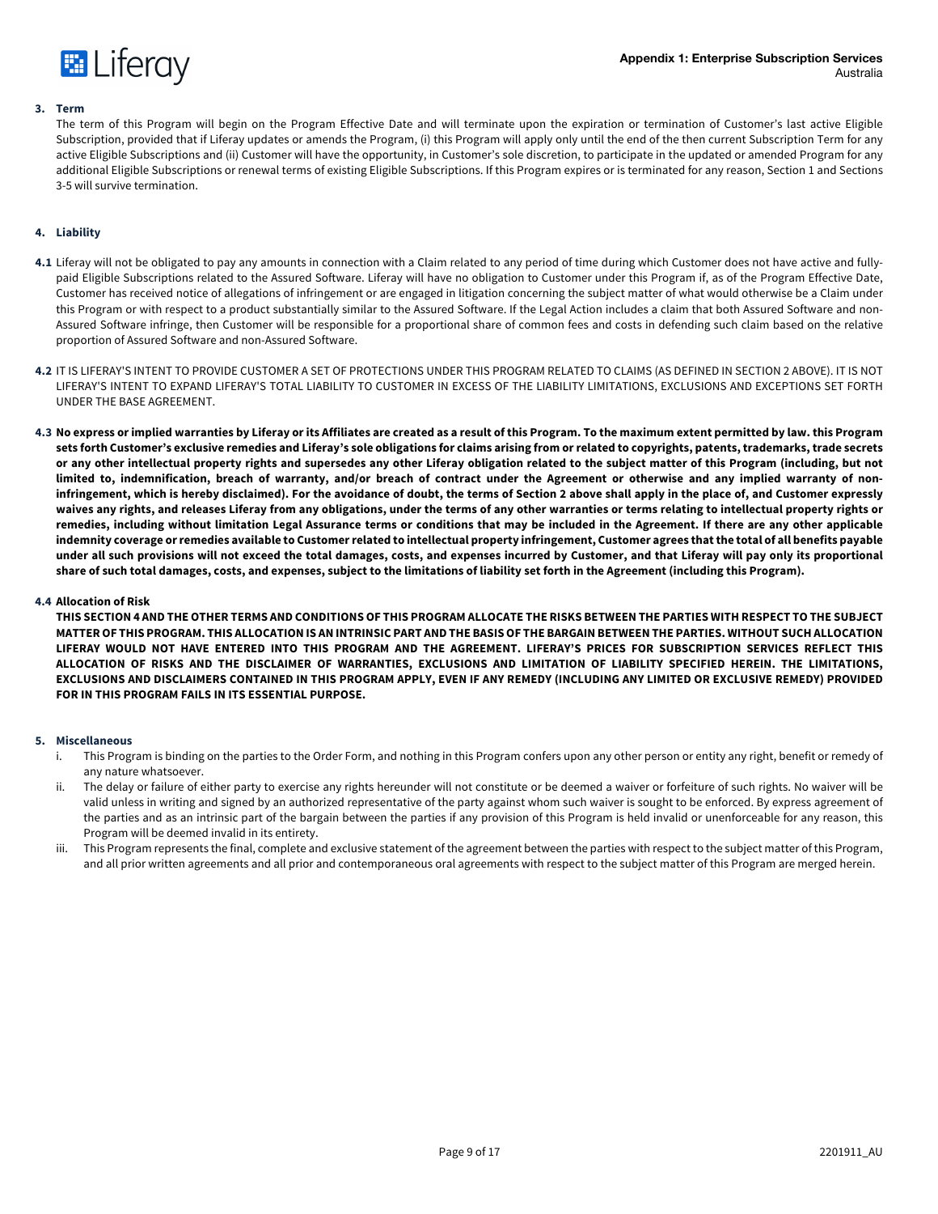## 3. Term

The term of this Program will begin on the Program Effective Date and will terminate upon the expiration or termination of Customer's last active Eligible Subscription, provided that if Liferay updates or amends the Program, (i) this Program will apply only until the end of the then current Subscription Term for any active Eligible Subscriptions and (ii) Customer will have the opportunity, in Customer's sole discretion, to participate in the updated or amended Program for any additional Eligible Subscriptions or renewal terms of existing Eligible Subscriptions. If this Program expires or is terminated for any reason, Section 1 and Sections 3-5 will survive termination.

## 4. Liability

**4.1** Liferay will not be obligated to pay any amounts in connection with a Claim related to any period of time during which Customer does not have active and fully-paid Eligible Subscriptions related to the Assured Software. Liferay will have no obligation to Customer under this Program if, as of the Program Effective Date, Customer has received notice of allegations of infringement or are engaged in litigation concerning the subject matter of what would otherwise be a Claim under this Program or with respect to a product substantially similar to the Assured Software. If the Legal Action includes a claim that both Assured Software and non-Assured Software infringe, then Customer will be responsible for a proportional share of common fees and costs in defending such claim based on the relative proportion of Assured Software and non-Assured Software.

**4.2** IT IS LIFERAY'S INTENT TO PROVIDE CUSTOMER A SET OF PROTECTIONS UNDER THIS PROGRAM RELATED TO CLAIMS (AS DEFINED IN SECTION 2 ABOVE). IT IS NOT LIFERAY'S INTENT TO EXPAND LIFERAY'S TOTAL LIABILITY TO CUSTOMER IN EXCESS OF THE LIABILITY LIMITATIONS, EXCLUSIONS AND EXCEPTIONS SET FORTH UNDER THE BASE AGREEMENT.

**4.3 No express or implied warranties by Liferay or its Affiliates are created as a result of this Program. To the maximum extent permitted by law. this Program sets forth Customer's exclusive remedies and Liferay's sole obligations for claims arising from or related to copyrights, patents, trademarks, trade secrets or any other intellectual property rights and supersedes any other Liferay obligation related to the subject matter of this Program (including, but not limited to, indemnification, breach of warranty, and/or breach of contract under the Agreement or otherwise and any implied warranty of non-infringement, which is hereby disclaimed). For the avoidance of doubt, the terms of Section 2 above shall apply in the place of, and Customer expressly waives any rights, and releases Liferay from any obligations, under the terms of any other warranties or terms relating to intellectual property rights or remedies, including without limitation Legal Assurance terms or conditions that may be included in the Agreement. If there are any other applicable indemnity coverage or remedies available to Customer related to intellectual property infringement, Customer agrees that the total of all benefits payable under all such provisions will not exceed the total damages, costs, and expenses incurred by Customer, and that Liferay will pay only its proportional share of such total damages, costs, and expenses, subject to the limitations of liability set forth in the Agreement (including this Program).**

**4.4 Allocation of Risk**

**THIS SECTION 4 AND THE OTHER TERMS AND CONDITIONS OF THIS PROGRAM ALLOCATE THE RISKS BETWEEN THE PARTIES WITH RESPECT TO THE SUBJECT MATTER OF THIS PROGRAM. THIS ALLOCATION IS AN INTRINSIC PART AND THE BASIS OF THE BARGAIN BETWEEN THE PARTIES. WITHOUT SUCH ALLOCATION LIFERAY WOULD NOT HAVE ENTERED INTO THIS PROGRAM AND THE AGREEMENT. LIFERAY'S PRICES FOR SUBSCRIPTION SERVICES REFLECT THIS ALLOCATION OF RISKS AND THE DISCLAIMER OF WARRANTIES, EXCLUSIONS AND LIMITATION OF LIABILITY SPECIFIED HEREIN. THE LIMITATIONS, EXCLUSIONS AND DISCLAIMERS CONTAINED IN THIS PROGRAM APPLY, EVEN IF ANY REMEDY (INCLUDING ANY LIMITED OR EXCLUSIVE REMEDY) PROVIDED FOR IN THIS PROGRAM FAILS IN ITS ESSENTIAL PURPOSE.**

## 5. Miscellaneous

i. This Program is binding on the parties to the Order Form, and nothing in this Program confers upon any other person or entity any right, benefit or remedy of any nature whatsoever.

ii. The delay or failure of either party to exercise any rights hereunder will not constitute or be deemed a waiver or forfeiture of such rights. No waiver will be valid unless in writing and signed by an authorized representative of the party against whom such waiver is sought to be enforced. By express agreement of the parties and as an intrinsic part of the bargain between the parties if any provision of this Program is held invalid or unenforceable for any reason, this Program will be deemed invalid in its entirety.

iii. This Program represents the final, complete and exclusive statement of the agreement between the parties with respect to the subject matter of this Program, and all prior written agreements and all prior and contemporaneous oral agreements with respect to the subject matter of this Program are merged herein.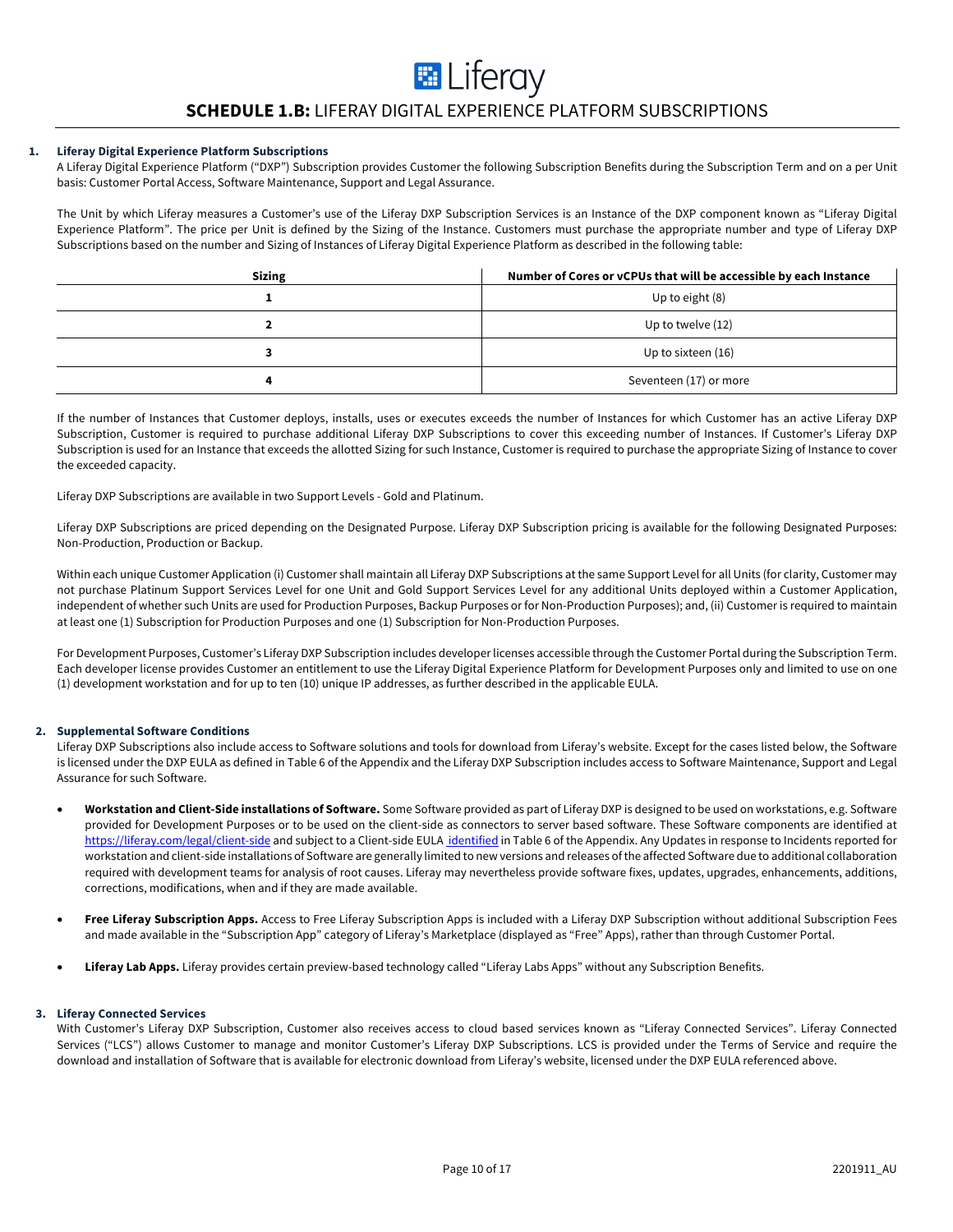# SCHEDULE 1.B: LIFERAY DIGITAL EXPERIENCE PLATFORM SUBSCRIPTIONS

**1. Liferay Digital Experience Platform Subscriptions**

A Liferay Digital Experience Platform ("DXP") Subscription provides Customer the following Subscription Benefits during the Subscription Term and on a per Unit basis: Customer Portal Access, Software Maintenance, Support and Legal Assurance.

The Unit by which Liferay measures a Customer's use of the Liferay DXP Subscription Services is an Instance of the DXP component known as "Liferay Digital Experience Platform". The price per Unit is defined by the Sizing of the Instance. Customers must purchase the appropriate number and type of Liferay DXP Subscriptions based on the number and Sizing of Instances of Liferay Digital Experience Platform as described in the following table:

| Sizing | Number of Cores or vCPUs that will be accessible by each Instance |
|---|---|
| 1 | Up to eight (8) |
| 2 | Up to twelve (12) |
| 3 | Up to sixteen (16) |
| 4 | Seventeen (17) or more |

If the number of Instances that Customer deploys, installs, uses or executes exceeds the number of Instances for which Customer has an active Liferay DXP Subscription, Customer is required to purchase additional Liferay DXP Subscriptions to cover this exceeding number of Instances. If Customer's Liferay DXP Subscription is used for an Instance that exceeds the allotted Sizing for such Instance, Customer is required to purchase the appropriate Sizing of Instance to cover the exceeded capacity.

Liferay DXP Subscriptions are available in two Support Levels - Gold and Platinum.

Liferay DXP Subscriptions are priced depending on the Designated Purpose. Liferay DXP Subscription pricing is available for the following Designated Purposes: Non-Production, Production or Backup.

Within each unique Customer Application (i) Customer shall maintain all Liferay DXP Subscriptions at the same Support Level for all Units (for clarity, Customer may not purchase Platinum Support Services Level for one Unit and Gold Support Services Level for any additional Units deployed within a Customer Application, independent of whether such Units are used for Production Purposes, Backup Purposes or for Non-Production Purposes); and, (ii) Customer is required to maintain at least one (1) Subscription for Production Purposes and one (1) Subscription for Non-Production Purposes.

For Development Purposes, Customer's Liferay DXP Subscription includes developer licenses accessible through the Customer Portal during the Subscription Term. Each developer license provides Customer an entitlement to use the Liferay Digital Experience Platform for Development Purposes only and limited to use on one (1) development workstation and for up to ten (10) unique IP addresses, as further described in the applicable EULA.

**2. Supplemental Software Conditions**

Liferay DXP Subscriptions also include access to Software solutions and tools for download from Liferay's website. Except for the cases listed below, the Software is licensed under the DXP EULA as defined in Table 6 of the Appendix and the Liferay DXP Subscription includes access to Software Maintenance, Support and Legal Assurance for such Software.

- **Workstation and Client-Side installations of Software.** Some Software provided as part of Liferay DXP is designed to be used on workstations, e.g. Software provided for Development Purposes or to be used on the client-side as connectors to server based software. These Software components are identified at https://liferay.com/legal/client-side and subject to a Client-side EULA identified in Table 6 of the Appendix. Any Updates in response to Incidents reported for workstation and client-side installations of Software are generally limited to new versions and releases of the affected Software due to additional collaboration required with development teams for analysis of root causes. Liferay may nevertheless provide software fixes, updates, upgrades, enhancements, additions, corrections, modifications, when and if they are made available.

- **Free Liferay Subscription Apps.** Access to Free Liferay Subscription Apps is included with a Liferay DXP Subscription without additional Subscription Fees and made available in the "Subscription App" category of Liferay's Marketplace (displayed as "Free" Apps), rather than through Customer Portal.

- **Liferay Lab Apps.** Liferay provides certain preview-based technology called "Liferay Labs Apps" without any Subscription Benefits.

**3. Liferay Connected Services**

With Customer's Liferay DXP Subscription, Customer also receives access to cloud based services known as "Liferay Connected Services". Liferay Connected Services ("LCS") allows Customer to manage and monitor Customer's Liferay DXP Subscriptions. LCS is provided under the Terms of Service and require the download and installation of Software that is available for electronic download from Liferay's website, licensed under the DXP EULA referenced above.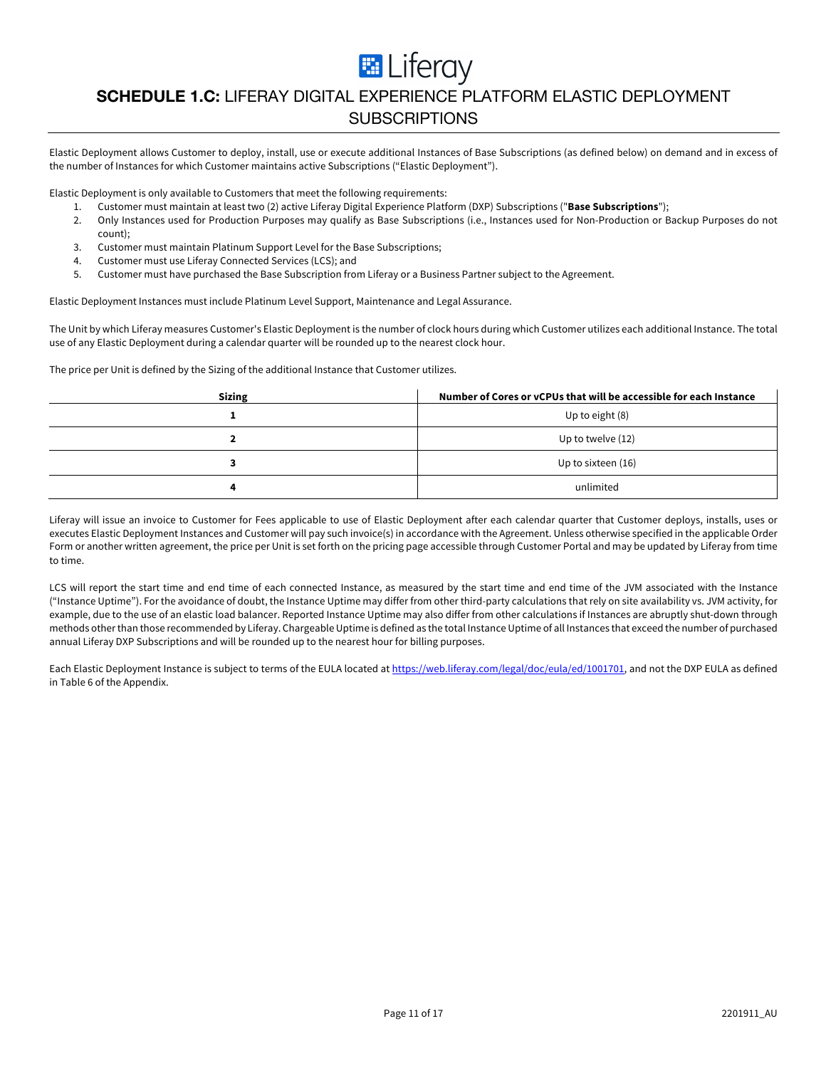# **SCHEDULE 1.C:** LIFERAY DIGITAL EXPERIENCE PLATFORM ELASTIC DEPLOYMENT SUBSCRIPTIONS

Elastic Deployment allows Customer to deploy, install, use or execute additional Instances of Base Subscriptions (as defined below) on demand and in excess of the number of Instances for which Customer maintains active Subscriptions ("Elastic Deployment").

Elastic Deployment is only available to Customers that meet the following requirements:

1. Customer must maintain at least two (2) active Liferay Digital Experience Platform (DXP) Subscriptions ("**Base Subscriptions**");
2. Only Instances used for Production Purposes may qualify as Base Subscriptions (i.e., Instances used for Non-Production or Backup Purposes do not count);
3. Customer must maintain Platinum Support Level for the Base Subscriptions;
4. Customer must use Liferay Connected Services (LCS); and
5. Customer must have purchased the Base Subscription from Liferay or a Business Partner subject to the Agreement.

Elastic Deployment Instances must include Platinum Level Support, Maintenance and Legal Assurance.

The Unit by which Liferay measures Customer's Elastic Deployment is the number of clock hours during which Customer utilizes each additional Instance. The total use of any Elastic Deployment during a calendar quarter will be rounded up to the nearest clock hour.

The price per Unit is defined by the Sizing of the additional Instance that Customer utilizes.

| Sizing | Number of Cores or vCPUs that will be accessible for each Instance |
|---|---|
| **1** | Up to eight (8) |
| **2** | Up to twelve (12) |
| **3** | Up to sixteen (16) |
| **4** | unlimited |

Liferay will issue an invoice to Customer for Fees applicable to use of Elastic Deployment after each calendar quarter that Customer deploys, installs, uses or executes Elastic Deployment Instances and Customer will pay such invoice(s) in accordance with the Agreement. Unless otherwise specified in the applicable Order Form or another written agreement, the price per Unit is set forth on the pricing page accessible through Customer Portal and may be updated by Liferay from time to time.

LCS will report the start time and end time of each connected Instance, as measured by the start time and end time of the JVM associated with the Instance ("Instance Uptime"). For the avoidance of doubt, the Instance Uptime may differ from other third-party calculations that rely on site availability vs. JVM activity, for example, due to the use of an elastic load balancer. Reported Instance Uptime may also differ from other calculations if Instances are abruptly shut-down through methods other than those recommended by Liferay. Chargeable Uptime is defined as the total Instance Uptime of all Instances that exceed the number of purchased annual Liferay DXP Subscriptions and will be rounded up to the nearest hour for billing purposes.

Each Elastic Deployment Instance is subject to terms of the EULA located at [https://web.liferay.com/legal/doc/eula/ed/1001701](https://web.liferay.com/legal/doc/eula/ed/1001701), and not the DXP EULA as defined in Table 6 of the Appendix.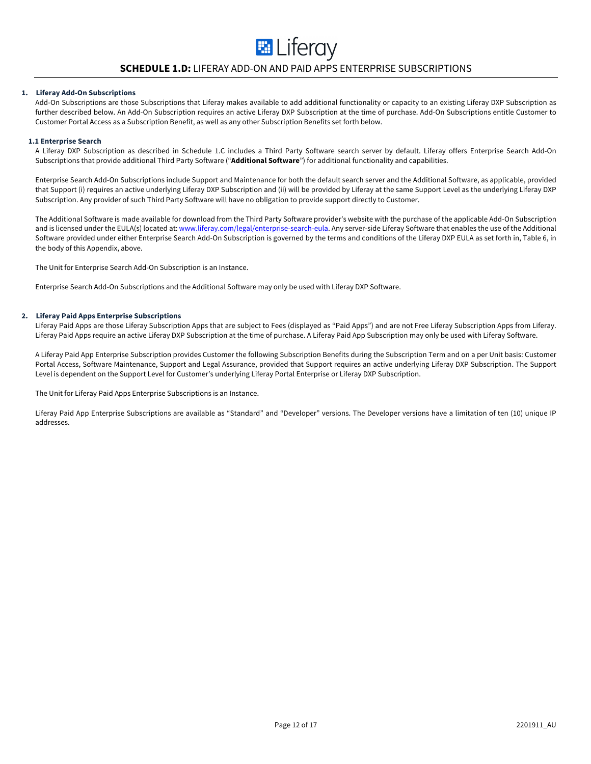## SCHEDULE 1.D: LIFERAY ADD-ON AND PAID APPS ENTERPRISE SUBSCRIPTIONS

### 1. Liferay Add-On Subscriptions

Add-On Subscriptions are those Subscriptions that Liferay makes available to add additional functionality or capacity to an existing Liferay DXP Subscription as further described below. An Add-On Subscription requires an active Liferay DXP Subscription at the time of purchase. Add-On Subscriptions entitle Customer to Customer Portal Access as a Subscription Benefit, as well as any other Subscription Benefits set forth below.

#### 1.1 Enterprise Search

A Liferay DXP Subscription as described in Schedule 1.C includes a Third Party Software search server by default. Liferay offers Enterprise Search Add-On Subscriptions that provide additional Third Party Software ("**Additional Software**") for additional functionality and capabilities.

Enterprise Search Add-On Subscriptions include Support and Maintenance for both the default search server and the Additional Software, as applicable, provided that Support (i) requires an active underlying Liferay DXP Subscription and (ii) will be provided by Liferay at the same Support Level as the underlying Liferay DXP Subscription. Any provider of such Third Party Software will have no obligation to provide support directly to Customer.

The Additional Software is made available for download from the Third Party Software provider's website with the purchase of the applicable Add-On Subscription and is licensed under the EULA(s) located at: [www.liferay.com/legal/enterprise-search-eula](www.liferay.com/legal/enterprise-search-eula). Any server-side Liferay Software that enables the use of the Additional Software provided under either Enterprise Search Add-On Subscription is governed by the terms and conditions of the Liferay DXP EULA as set forth in, Table 6, in the body of this Appendix, above.

The Unit for Enterprise Search Add-On Subscription is an Instance.

Enterprise Search Add-On Subscriptions and the Additional Software may only be used with Liferay DXP Software.

### 2. Liferay Paid Apps Enterprise Subscriptions

Liferay Paid Apps are those Liferay Subscription Apps that are subject to Fees (displayed as "Paid Apps") and are not Free Liferay Subscription Apps from Liferay. Liferay Paid Apps require an active Liferay DXP Subscription at the time of purchase. A Liferay Paid App Subscription may only be used with Liferay Software.

A Liferay Paid App Enterprise Subscription provides Customer the following Subscription Benefits during the Subscription Term and on a per Unit basis: Customer Portal Access, Software Maintenance, Support and Legal Assurance, provided that Support requires an active underlying Liferay DXP Subscription. The Support Level is dependent on the Support Level for Customer's underlying Liferay Portal Enterprise or Liferay DXP Subscription.

The Unit for Liferay Paid Apps Enterprise Subscriptions is an Instance.

Liferay Paid App Enterprise Subscriptions are available as "Standard" and "Developer" versions. The Developer versions have a limitation of ten (10) unique IP addresses.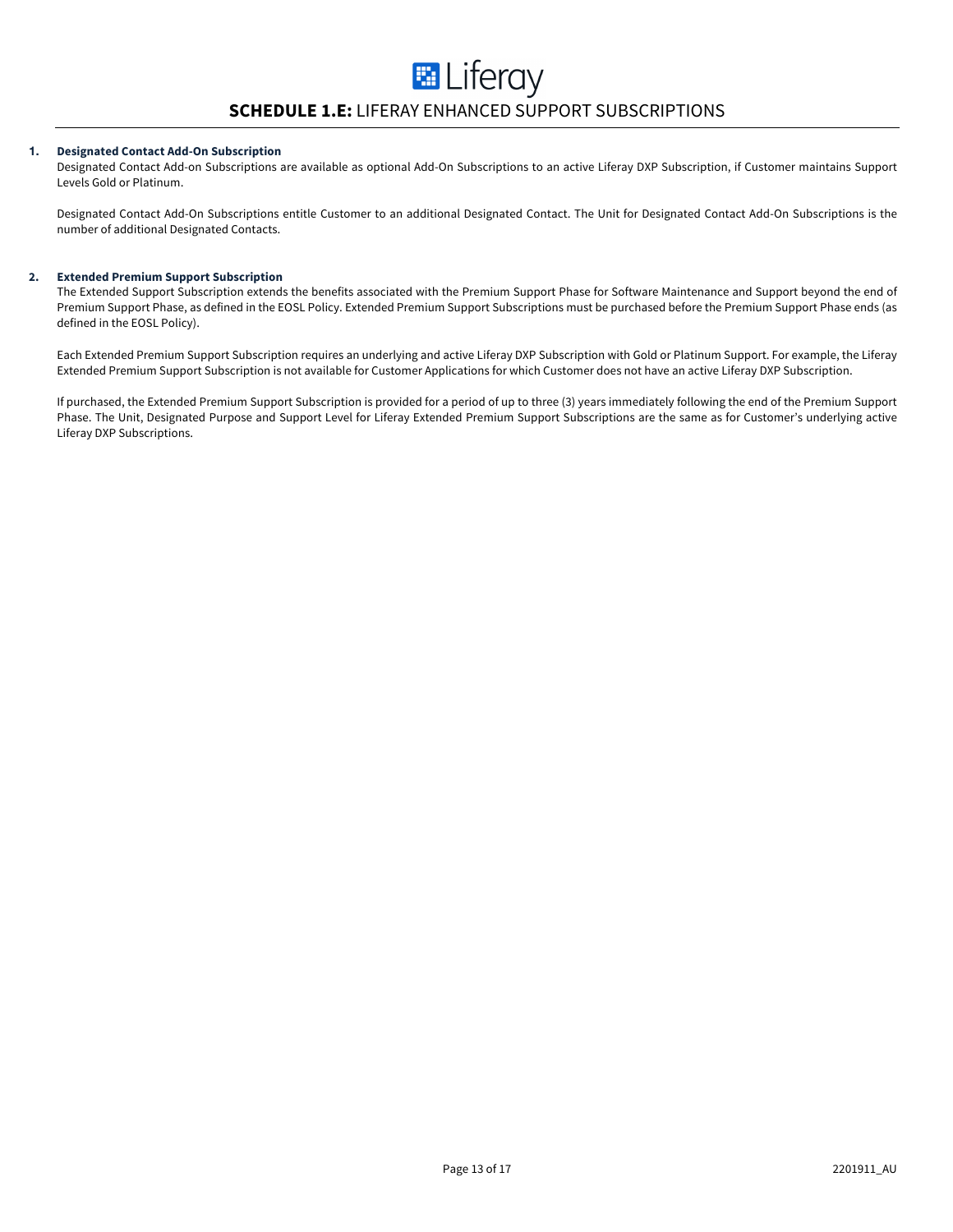# SCHEDULE 1.E: LIFERAY ENHANCED SUPPORT SUBSCRIPTIONS

**1. Designated Contact Add-On Subscription**

Designated Contact Add-on Subscriptions are available as optional Add-On Subscriptions to an active Liferay DXP Subscription, if Customer maintains Support Levels Gold or Platinum.

Designated Contact Add-On Subscriptions entitle Customer to an additional Designated Contact. The Unit for Designated Contact Add-On Subscriptions is the number of additional Designated Contacts.

**2. Extended Premium Support Subscription**

The Extended Support Subscription extends the benefits associated with the Premium Support Phase for Software Maintenance and Support beyond the end of Premium Support Phase, as defined in the EOSL Policy. Extended Premium Support Subscriptions must be purchased before the Premium Support Phase ends (as defined in the EOSL Policy).

Each Extended Premium Support Subscription requires an underlying and active Liferay DXP Subscription with Gold or Platinum Support. For example, the Liferay Extended Premium Support Subscription is not available for Customer Applications for which Customer does not have an active Liferay DXP Subscription.

If purchased, the Extended Premium Support Subscription is provided for a period of up to three (3) years immediately following the end of the Premium Support Phase. The Unit, Designated Purpose and Support Level for Liferay Extended Premium Support Subscriptions are the same as for Customer's underlying active Liferay DXP Subscriptions.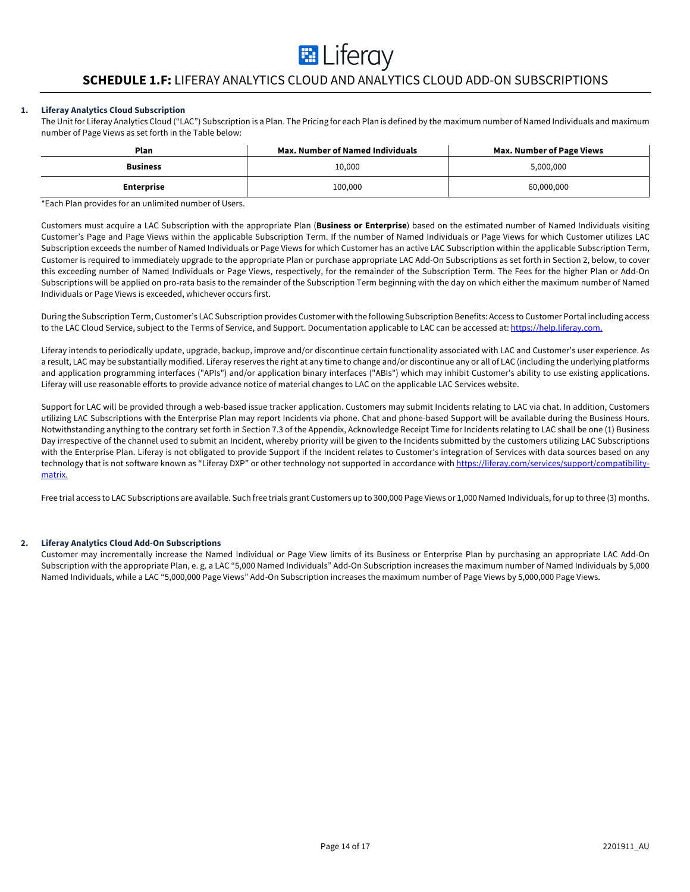# **SCHEDULE 1.F:** LIFERAY ANALYTICS CLOUD AND ANALYTICS CLOUD ADD-ON SUBSCRIPTIONS

## 1. Liferay Analytics Cloud Subscription

The Unit for Liferay Analytics Cloud ("LAC") Subscription is a Plan. The Pricing for each Plan is defined by the maximum number of Named Individuals and maximum number of Page Views as set forth in the Table below:

| Plan | Max. Number of Named Individuals | Max. Number of Page Views |
|---|---|---|
| **Business** | 10,000 | 5,000,000 |
| **Enterprise** | 100,000 | 60,000,000 |

*Each Plan provides for an unlimited number of Users.

Customers must acquire a LAC Subscription with the appropriate Plan (**Business or Enterprise**) based on the estimated number of Named Individuals visiting Customer's Page and Page Views within the applicable Subscription Term. If the number of Named Individuals or Page Views for which Customer utilizes LAC Subscription exceeds the number of Named Individuals or Page Views for which Customer has an active LAC Subscription within the applicable Subscription Term, Customer is required to immediately upgrade to the appropriate Plan or purchase appropriate LAC Add-On Subscriptions as set forth in Section 2, below, to cover this exceeding number of Named Individuals or Page Views, respectively, for the remainder of the Subscription Term. The Fees for the higher Plan or Add-On Subscriptions will be applied on pro-rata basis to the remainder of the Subscription Term beginning with the day on which either the maximum number of Named Individuals or Page Views is exceeded, whichever occurs first.

During the Subscription Term, Customer's LAC Subscription provides Customer with the following Subscription Benefits: Access to Customer Portal including access to the LAC Cloud Service, subject to the Terms of Service, and Support. Documentation applicable to LAC can be accessed at: https://help.liferay.com.

Liferay intends to periodically update, upgrade, backup, improve and/or discontinue certain functionality associated with LAC and Customer's user experience. As a result, LAC may be substantially modified. Liferay reserves the right at any time to change and/or discontinue any or all of LAC (including the underlying platforms and application programming interfaces ("APIs") and/or application binary interfaces ("ABIs") which may inhibit Customer's ability to use existing applications. Liferay will use reasonable efforts to provide advance notice of material changes to LAC on the applicable LAC Services website.

Support for LAC will be provided through a web-based issue tracker application. Customers may submit Incidents relating to LAC via chat. In addition, Customers utilizing LAC Subscriptions with the Enterprise Plan may report Incidents via phone. Chat and phone-based Support will be available during the Business Hours. Notwithstanding anything to the contrary set forth in Section 7.3 of the Appendix, Acknowledge Receipt Time for Incidents relating to LAC shall be one (1) Business Day irrespective of the channel used to submit an Incident, whereby priority will be given to the Incidents submitted by the customers utilizing LAC Subscriptions with the Enterprise Plan. Liferay is not obligated to provide Support if the Incident relates to Customer's integration of Services with data sources based on any technology that is not software known as "Liferay DXP" or other technology not supported in accordance with https://liferay.com/services/support/compatibility-matrix.

Free trial access to LAC Subscriptions are available. Such free trials grant Customers up to 300,000 Page Views or 1,000 Named Individuals, for up to three (3) months.

## 2. Liferay Analytics Cloud Add-On Subscriptions

Customer may incrementally increase the Named Individual or Page View limits of its Business or Enterprise Plan by purchasing an appropriate LAC Add-On Subscription with the appropriate Plan, e. g. a LAC "5,000 Named Individuals" Add-On Subscription increases the maximum number of Named Individuals by 5,000 Named Individuals, while a LAC "5,000,000 Page Views" Add-On Subscription increases the maximum number of Page Views by 5,000,000 Page Views.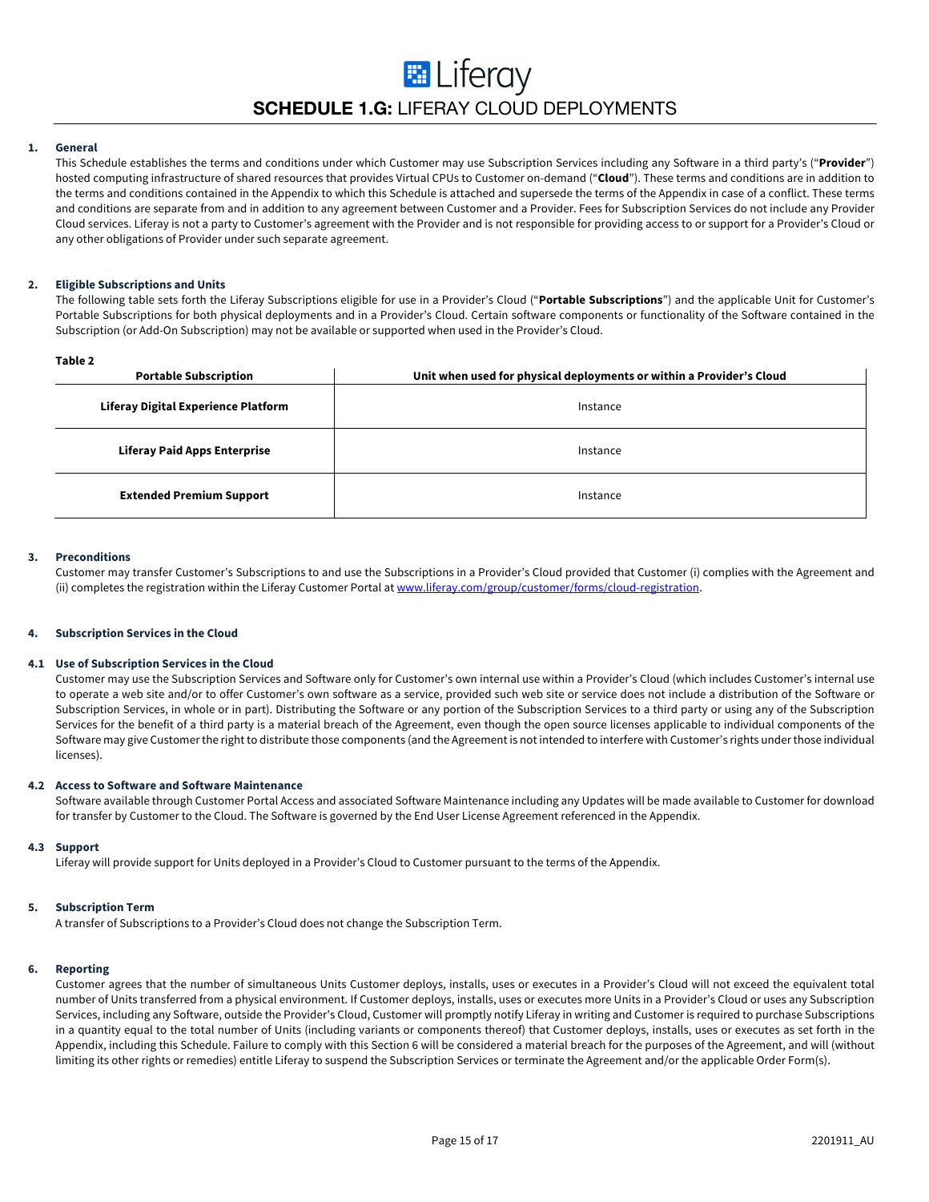# SCHEDULE 1.G: LIFERAY CLOUD DEPLOYMENTS

## 1. General

This Schedule establishes the terms and conditions under which Customer may use Subscription Services including any Software in a third party's ("**Provider**") hosted computing infrastructure of shared resources that provides Virtual CPUs to Customer on-demand ("**Cloud**"). These terms and conditions are in addition to the terms and conditions contained in the Appendix to which this Schedule is attached and supersede the terms of the Appendix in case of a conflict. These terms and conditions are separate from and in addition to any agreement between Customer and a Provider. Fees for Subscription Services do not include any Provider Cloud services. Liferay is not a party to Customer's agreement with the Provider and is not responsible for providing access to or support for a Provider's Cloud or any other obligations of Provider under such separate agreement.

## 2. Eligible Subscriptions and Units

The following table sets forth the Liferay Subscriptions eligible for use in a Provider's Cloud ("**Portable Subscriptions**") and the applicable Unit for Customer's Portable Subscriptions for both physical deployments and in a Provider's Cloud. Certain software components or functionality of the Software contained in the Subscription (or Add-On Subscription) may not be available or supported when used in the Provider's Cloud.

**Table 2**

| Portable Subscription | Unit when used for physical deployments or within a Provider's Cloud |
|---|---|
| **Liferay Digital Experience Platform** | Instance |
| **Liferay Paid Apps Enterprise** | Instance |
| **Extended Premium Support** | Instance |

## 3. Preconditions

Customer may transfer Customer's Subscriptions to and use the Subscriptions in a Provider's Cloud provided that Customer (i) complies with the Agreement and (ii) completes the registration within the Liferay Customer Portal at www.liferay.com/group/customer/forms/cloud-registration.

## 4. Subscription Services in the Cloud

### 4.1 Use of Subscription Services in the Cloud

Customer may use the Subscription Services and Software only for Customer's own internal use within a Provider's Cloud (which includes Customer's internal use to operate a web site and/or to offer Customer's own software as a service, provided such web site or service does not include a distribution of the Software or Subscription Services, in whole or in part). Distributing the Software or any portion of the Subscription Services to a third party or using any of the Subscription Services for the benefit of a third party is a material breach of the Agreement, even though the open source licenses applicable to individual components of the Software may give Customer the right to distribute those components (and the Agreement is not intended to interfere with Customer's rights under those individual licenses).

### 4.2 Access to Software and Software Maintenance

Software available through Customer Portal Access and associated Software Maintenance including any Updates will be made available to Customer for download for transfer by Customer to the Cloud. The Software is governed by the End User License Agreement referenced in the Appendix.

### 4.3 Support

Liferay will provide support for Units deployed in a Provider's Cloud to Customer pursuant to the terms of the Appendix.

## 5. Subscription Term

A transfer of Subscriptions to a Provider's Cloud does not change the Subscription Term.

## 6. Reporting

Customer agrees that the number of simultaneous Units Customer deploys, installs, uses or executes in a Provider's Cloud will not exceed the equivalent total number of Units transferred from a physical environment. If Customer deploys, installs, uses or executes more Units in a Provider's Cloud or uses any Subscription Services, including any Software, outside the Provider's Cloud, Customer will promptly notify Liferay in writing and Customer is required to purchase Subscriptions in a quantity equal to the total number of Units (including variants or components thereof) that Customer deploys, installs, uses or executes as set forth in the Appendix, including this Schedule. Failure to comply with this Section 6 will be considered a material breach for the purposes of the Agreement, and will (without limiting its other rights or remedies) entitle Liferay to suspend the Subscription Services or terminate the Agreement and/or the applicable Order Form(s).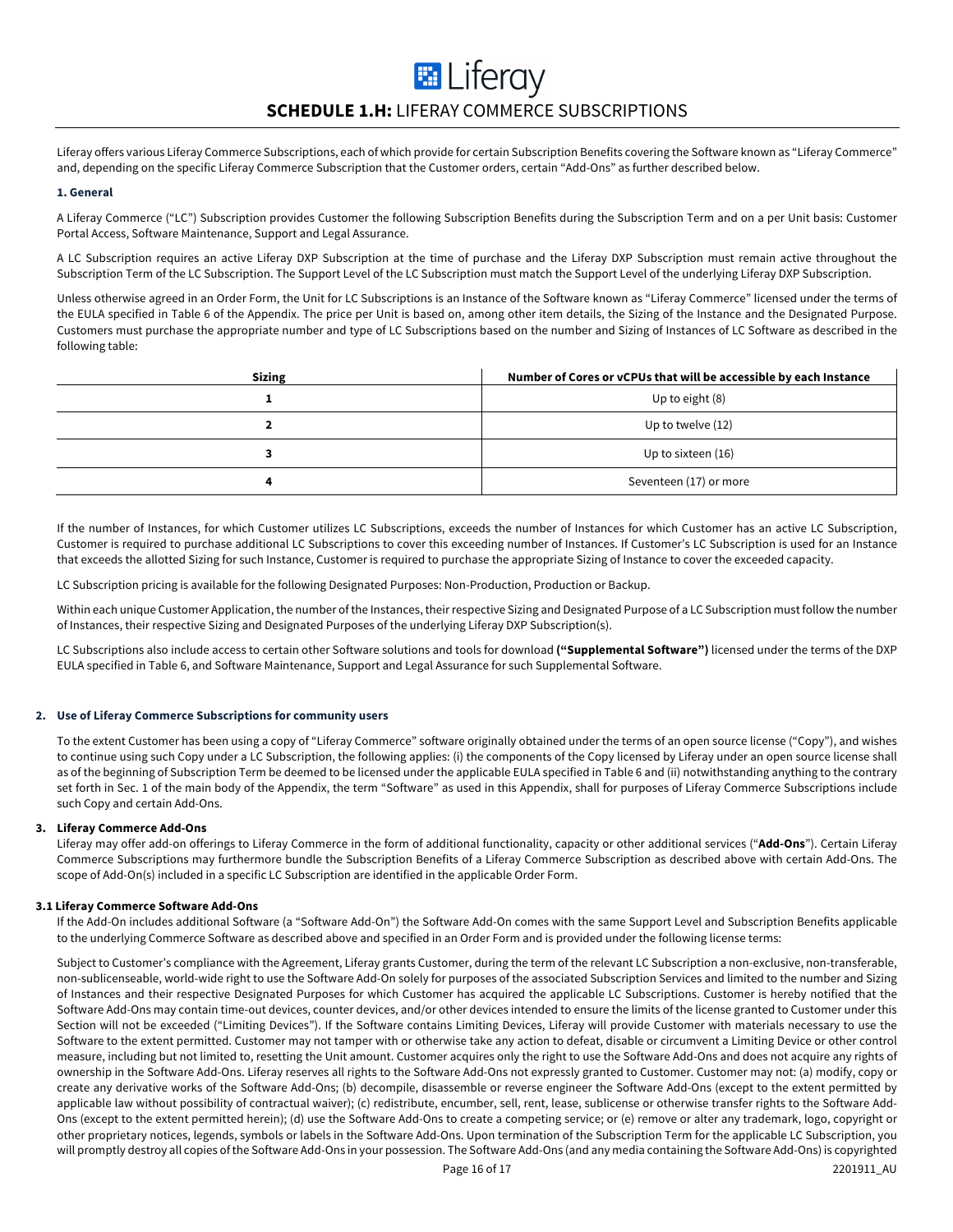# SCHEDULE 1.H: LIFERAY COMMERCE SUBSCRIPTIONS

Liferay offers various Liferay Commerce Subscriptions, each of which provide for certain Subscription Benefits covering the Software known as "Liferay Commerce" and, depending on the specific Liferay Commerce Subscription that the Customer orders, certain "Add-Ons" as further described below.

### 1. General

A Liferay Commerce ("LC") Subscription provides Customer the following Subscription Benefits during the Subscription Term and on a per Unit basis: Customer Portal Access, Software Maintenance, Support and Legal Assurance.

A LC Subscription requires an active Liferay DXP Subscription at the time of purchase and the Liferay DXP Subscription must remain active throughout the Subscription Term of the LC Subscription. The Support Level of the LC Subscription must match the Support Level of the underlying Liferay DXP Subscription.

Unless otherwise agreed in an Order Form, the Unit for LC Subscriptions is an Instance of the Software known as "Liferay Commerce" licensed under the terms of the EULA specified in Table 6 of the Appendix. The price per Unit is based on, among other item details, the Sizing of the Instance and the Designated Purpose. Customers must purchase the appropriate number and type of LC Subscriptions based on the number and Sizing of Instances of LC Software as described in the following table:

| Sizing | Number of Cores or vCPUs that will be accessible by each Instance |
| --- | --- |
| 1 | Up to eight (8) |
| 2 | Up to twelve (12) |
| 3 | Up to sixteen (16) |
| 4 | Seventeen (17) or more |

If the number of Instances, for which Customer utilizes LC Subscriptions, exceeds the number of Instances for which Customer has an active LC Subscription, Customer is required to purchase additional LC Subscriptions to cover this exceeding number of Instances. If Customer's LC Subscription is used for an Instance that exceeds the allotted Sizing for such Instance, Customer is required to purchase the appropriate Sizing of Instance to cover the exceeded capacity.

LC Subscription pricing is available for the following Designated Purposes: Non-Production, Production or Backup.

Within each unique Customer Application, the number of the Instances, their respective Sizing and Designated Purpose of a LC Subscription must follow the number of Instances, their respective Sizing and Designated Purposes of the underlying Liferay DXP Subscription(s).

LC Subscriptions also include access to certain other Software solutions and tools for download **("Supplemental Software")** licensed under the terms of the DXP EULA specified in Table 6, and Software Maintenance, Support and Legal Assurance for such Supplemental Software.

### 2. Use of Liferay Commerce Subscriptions for community users

To the extent Customer has been using a copy of "Liferay Commerce" software originally obtained under the terms of an open source license ("Copy"), and wishes to continue using such Copy under a LC Subscription, the following applies: (i) the components of the Copy licensed by Liferay under an open source license shall as of the beginning of Subscription Term be deemed to be licensed under the applicable EULA specified in Table 6 and (ii) notwithstanding anything to the contrary set forth in Sec. 1 of the main body of the Appendix, the term "Software" as used in this Appendix, shall for purposes of Liferay Commerce Subscriptions include such Copy and certain Add-Ons.

### 3. Liferay Commerce Add-Ons

Liferay may offer add-on offerings to Liferay Commerce in the form of additional functionality, capacity or other additional services ("**Add-Ons**"). Certain Liferay Commerce Subscriptions may furthermore bundle the Subscription Benefits of a Liferay Commerce Subscription as described above with certain Add-Ons. The scope of Add-On(s) included in a specific LC Subscription are identified in the applicable Order Form.

#### 3.1 Liferay Commerce Software Add-Ons

If the Add-On includes additional Software (a "Software Add-On") the Software Add-On comes with the same Support Level and Subscription Benefits applicable to the underlying Commerce Software as described above and specified in an Order Form and is provided under the following license terms:

Subject to Customer's compliance with the Agreement, Liferay grants Customer, during the term of the relevant LC Subscription a non-exclusive, non-transferable, non-sublicenseable, world-wide right to use the Software Add-On solely for purposes of the associated Subscription Services and limited to the number and Sizing of Instances and their respective Designated Purposes for which Customer has acquired the applicable LC Subscriptions. Customer is hereby notified that the Software Add-Ons may contain time-out devices, counter devices, and/or other devices intended to ensure the limits of the license granted to Customer under this Section will not be exceeded ("Limiting Devices"). If the Software contains Limiting Devices, Liferay will provide Customer with materials necessary to use the Software to the extent permitted. Customer may not tamper with or otherwise take any action to defeat, disable or circumvent a Limiting Device or other control measure, including but not limited to, resetting the Unit amount. Customer acquires only the right to use the Software Add-Ons and does not acquire any rights of ownership in the Software Add-Ons. Liferay reserves all rights to the Software Add-Ons not expressly granted to Customer. Customer may not: (a) modify, copy or create any derivative works of the Software Add-Ons; (b) decompile, disassemble or reverse engineer the Software Add-Ons (except to the extent permitted by applicable law without possibility of contractual waiver); (c) redistribute, encumber, sell, rent, lease, sublicense or otherwise transfer rights to the Software Add-Ons (except to the extent permitted herein); (d) use the Software Add-Ons to create a competing service; or (e) remove or alter any trademark, logo, copyright or other proprietary notices, legends, symbols or labels in the Software Add-Ons. Upon termination of the Subscription Term for the applicable LC Subscription, you will promptly destroy all copies of the Software Add-Ons in your possession. The Software Add-Ons (and any media containing the Software Add-Ons) is copyrighted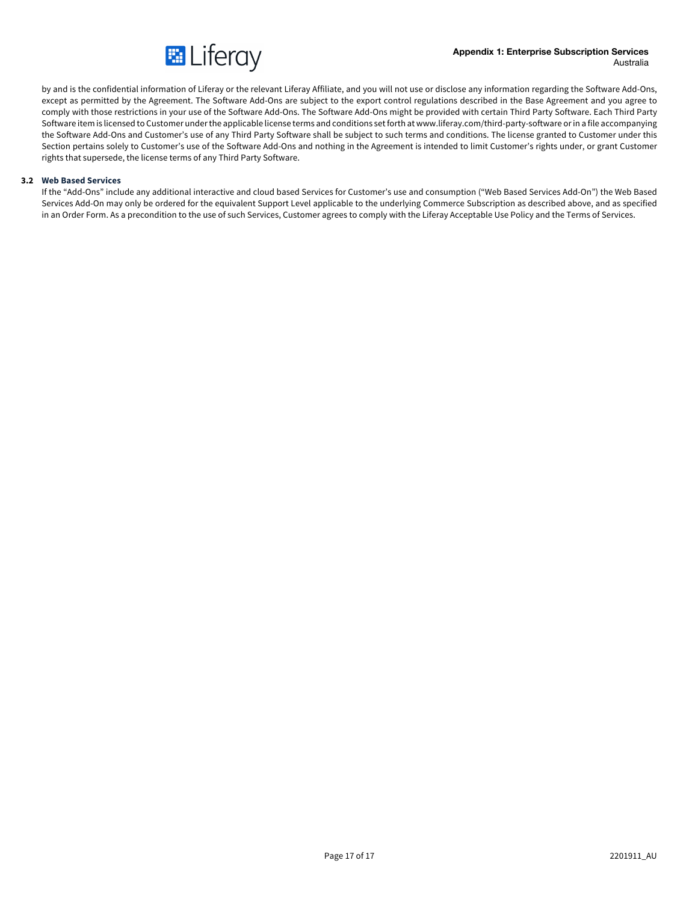by and is the confidential information of Liferay or the relevant Liferay Affiliate, and you will not use or disclose any information regarding the Software Add-Ons, except as permitted by the Agreement. The Software Add-Ons are subject to the export control regulations described in the Base Agreement and you agree to comply with those restrictions in your use of the Software Add-Ons. The Software Add-Ons might be provided with certain Third Party Software. Each Third Party Software item is licensed to Customer under the applicable license terms and conditions set forth at www.liferay.com/third-party-software or in a file accompanying the Software Add-Ons and Customer's use of any Third Party Software shall be subject to such terms and conditions. The license granted to Customer under this Section pertains solely to Customer's use of the Software Add-Ons and nothing in the Agreement is intended to limit Customer's rights under, or grant Customer rights that supersede, the license terms of any Third Party Software.

### 3.2 Web Based Services

If the "Add-Ons" include any additional interactive and cloud based Services for Customer's use and consumption ("Web Based Services Add-On") the Web Based Services Add-On may only be ordered for the equivalent Support Level applicable to the underlying Commerce Subscription as described above, and as specified in an Order Form. As a precondition to the use of such Services, Customer agrees to comply with the Liferay Acceptable Use Policy and the Terms of Services.